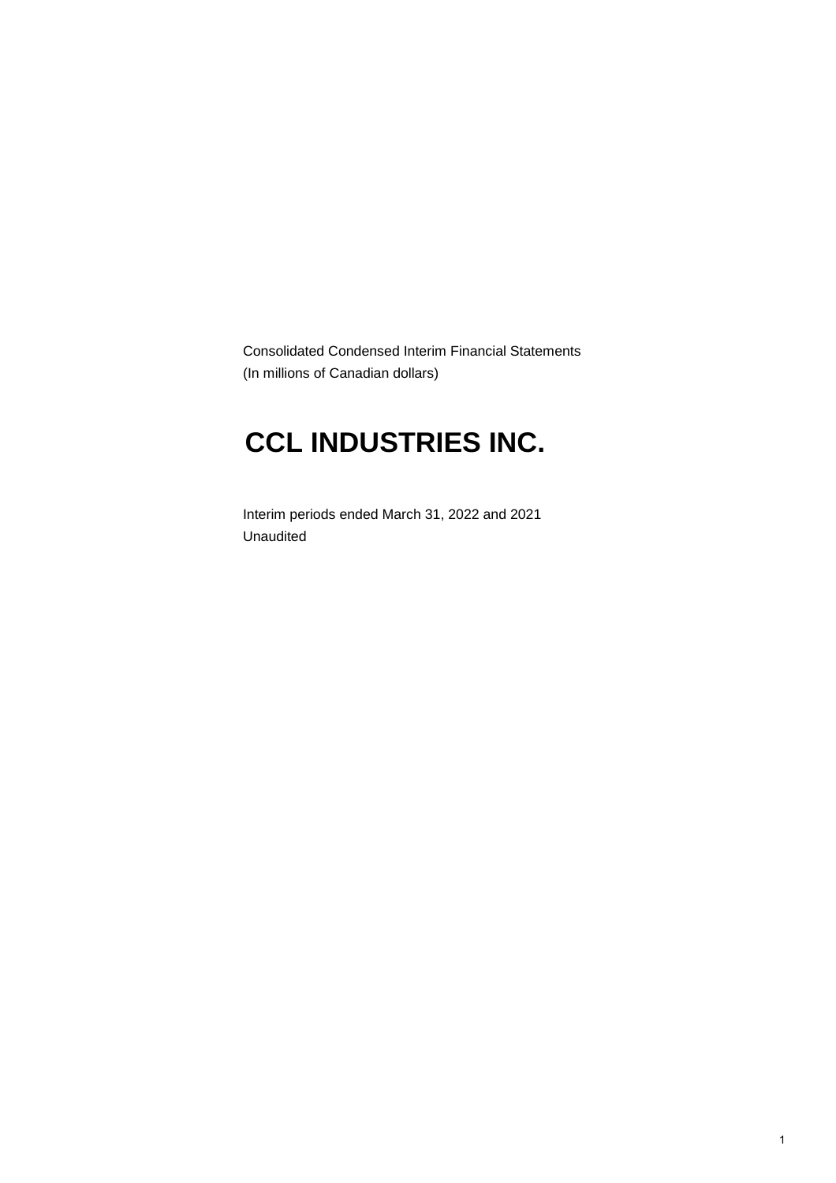Consolidated Condensed Interim Financial Statements
(In millions of Canadian dollars)

# CCL INDUSTRIES INC.

Interim periods ended March 31, 2022 and 2021
Unaudited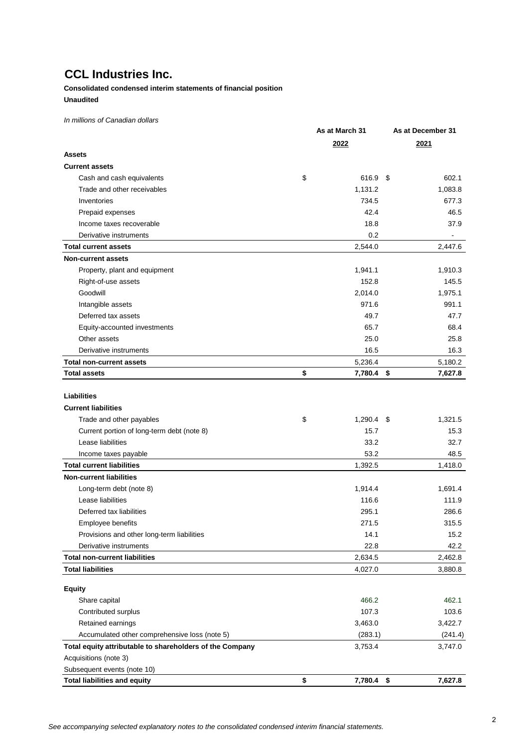# CCL Industries Inc.

**Consolidated condensed interim statements of financial position**

**Unaudited**

*In millions of Canadian dollars*

| | As at March 31 2022 | As at December 31 2021 |
|---|---|---|
| **Assets** | | |
| **Current assets** | | |
| Cash and cash equivalents | $ 616.9 | $ 602.1 |
| Trade and other receivables | 1,131.2 | 1,083.8 |
| Inventories | 734.5 | 677.3 |
| Prepaid expenses | 42.4 | 46.5 |
| Income taxes recoverable | 18.8 | 37.9 |
| Derivative instruments | 0.2 | - |
| **Total current assets** | 2,544.0 | 2,447.6 |
| **Non-current assets** | | |
| Property, plant and equipment | 1,941.1 | 1,910.3 |
| Right-of-use assets | 152.8 | 145.5 |
| Goodwill | 2,014.0 | 1,975.1 |
| Intangible assets | 971.6 | 991.1 |
| Deferred tax assets | 49.7 | 47.7 |
| Equity-accounted investments | 65.7 | 68.4 |
| Other assets | 25.0 | 25.8 |
| Derivative instruments | 16.5 | 16.3 |
| **Total non-current assets** | 5,236.4 | 5,180.2 |
| **Total assets** | **$ 7,780.4** | **$ 7,627.8** |
| | | |
| **Liabilities** | | |
| **Current liabilities** | | |
| Trade and other payables | $ 1,290.4 | $ 1,321.5 |
| Current portion of long-term debt (note 8) | 15.7 | 15.3 |
| Lease liabilities | 33.2 | 32.7 |
| Income taxes payable | 53.2 | 48.5 |
| **Total current liabilities** | 1,392.5 | 1,418.0 |
| **Non-current liabilities** | | |
| Long-term debt (note 8) | 1,914.4 | 1,691.4 |
| Lease liabilities | 116.6 | 111.9 |
| Deferred tax liabilities | 295.1 | 286.6 |
| Employee benefits | 271.5 | 315.5 |
| Provisions and other long-term liabilities | 14.1 | 15.2 |
| Derivative instruments | 22.8 | 42.2 |
| **Total non-current liabilities** | 2,634.5 | 2,462.8 |
| **Total liabilities** | 4,027.0 | 3,880.8 |
| | | |
| **Equity** | | |
| Share capital | 466.2 | 462.1 |
| Contributed surplus | 107.3 | 103.6 |
| Retained earnings | 3,463.0 | 3,422.7 |
| Accumulated other comprehensive loss (note 5) | (283.1) | (241.4) |
| **Total equity attributable to shareholders of the Company** | 3,753.4 | 3,747.0 |
| Acquisitions (note 3) | | |
| Subsequent events (note 10) | | |
| **Total liabilities and equity** | **$ 7,780.4** | **$ 7,627.8** |

*See accompanying selected explanatory notes to the consolidated condensed interim financial statements.*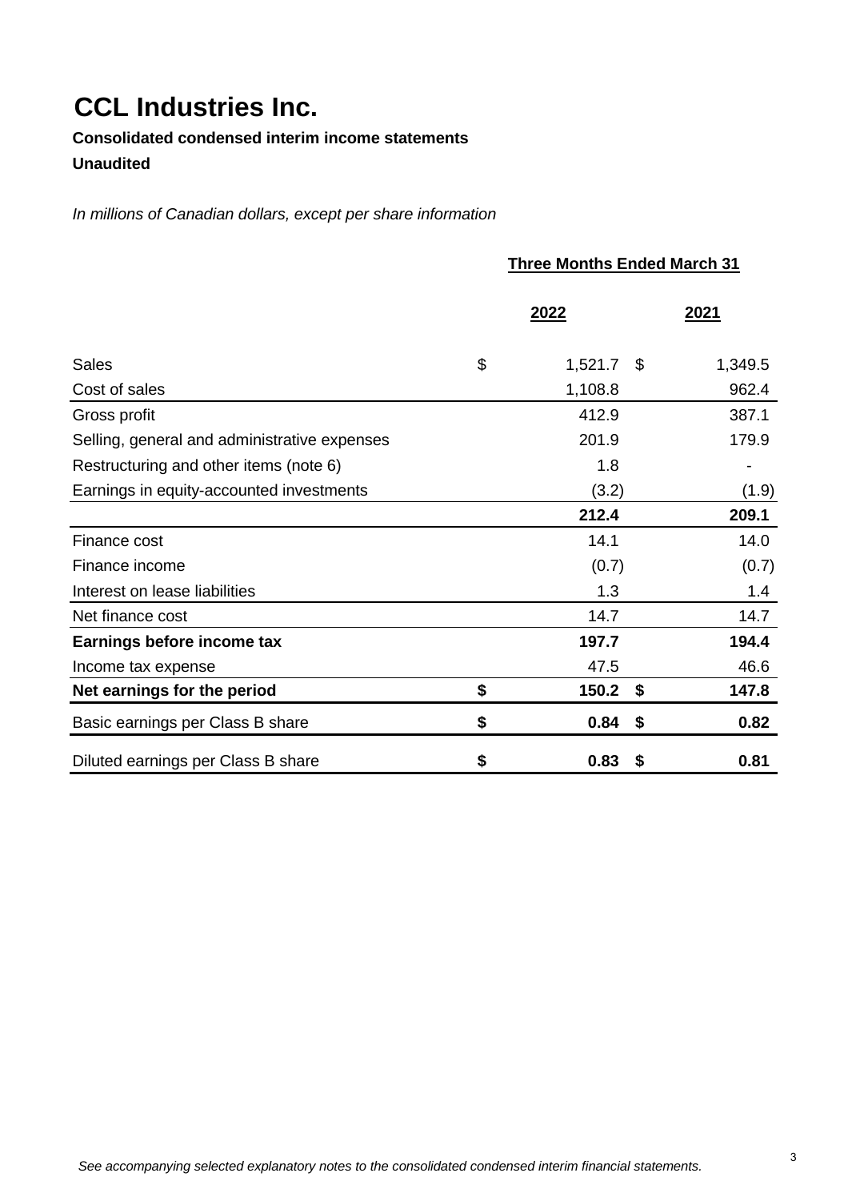# CCL Industries Inc.

**Consolidated condensed interim income statements**

**Unaudited**

*In millions of Canadian dollars, except per share information*

| | Three Months Ended March 31 | |
|---|---|---|
| | **2022** | **2021** |
| Sales | $ 1,521.7 | $ 1,349.5 |
| Cost of sales | 1,108.8 | 962.4 |
| Gross profit | 412.9 | 387.1 |
| Selling, general and administrative expenses | 201.9 | 179.9 |
| Restructuring and other items (note 6) | 1.8 | - |
| Earnings in equity-accounted investments | (3.2) | (1.9) |
| | **212.4** | **209.1** |
| Finance cost | 14.1 | 14.0 |
| Finance income | (0.7) | (0.7) |
| Interest on lease liabilities | 1.3 | 1.4 |
| Net finance cost | 14.7 | 14.7 |
| **Earnings before income tax** | **197.7** | **194.4** |
| Income tax expense | 47.5 | 46.6 |
| **Net earnings for the period** | **$ 150.2** | **$ 147.8** |
| Basic earnings per Class B share | **$ 0.84** | **$ 0.82** |
| Diluted earnings per Class B share | **$ 0.83** | **$ 0.81** |

*See accompanying selected explanatory notes to the consolidated condensed interim financial statements.*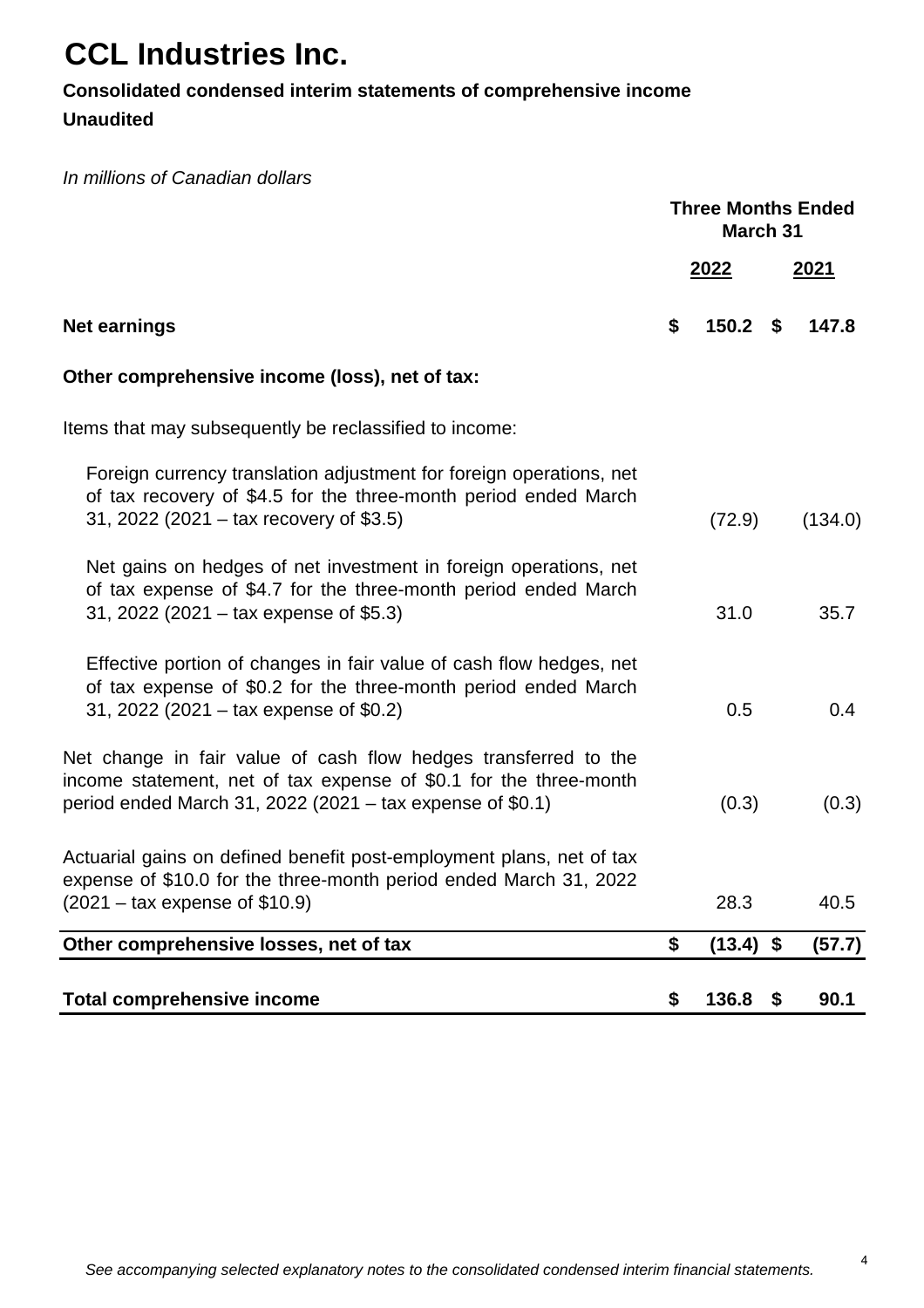# CCL Industries Inc.

**Consolidated condensed interim statements of comprehensive income**

**Unaudited**

*In millions of Canadian dollars*

| | Three Months Ended March 31 | |
|---|---|---|
| | 2022 | 2021 |
| **Net earnings** | **$ 150.2** | **$ 147.8** |
| **Other comprehensive income (loss), net of tax:** | | |
| Items that may subsequently be reclassified to income: | | |
| Foreign currency translation adjustment for foreign operations, net of tax recovery of $4.5 for the three-month period ended March 31, 2022 (2021 – tax recovery of $3.5) | (72.9) | (134.0) |
| Net gains on hedges of net investment in foreign operations, net of tax expense of $4.7 for the three-month period ended March 31, 2022 (2021 – tax expense of $5.3) | 31.0 | 35.7 |
| Effective portion of changes in fair value of cash flow hedges, net of tax expense of $0.2 for the three-month period ended March 31, 2022 (2021 – tax expense of $0.2) | 0.5 | 0.4 |
| Net change in fair value of cash flow hedges transferred to the income statement, net of tax expense of $0.1 for the three-month period ended March 31, 2022 (2021 – tax expense of $0.1) | (0.3) | (0.3) |
| Actuarial gains on defined benefit post-employment plans, net of tax expense of $10.0 for the three-month period ended March 31, 2022 (2021 – tax expense of $10.9) | 28.3 | 40.5 |
| **Other comprehensive losses, net of tax** | **$ (13.4)** | **$ (57.7)** |
| **Total comprehensive income** | **$ 136.8** | **$ 90.1** |

*See accompanying selected explanatory notes to the consolidated condensed interim financial statements.*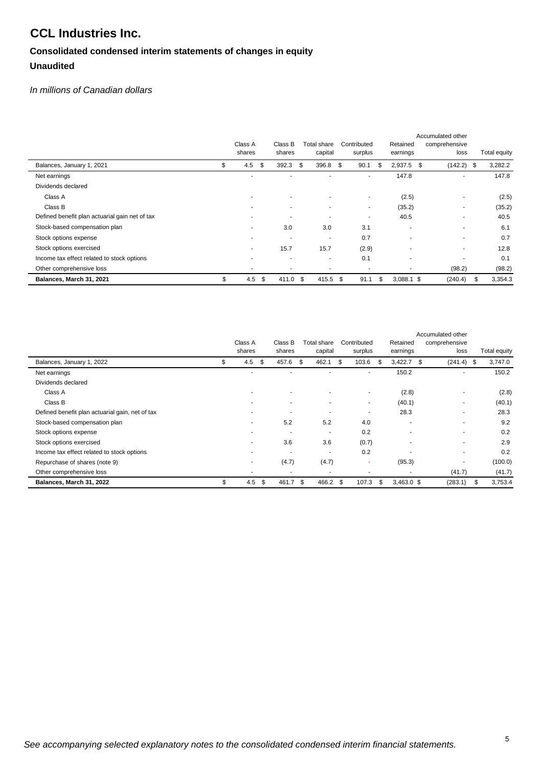# CCL Industries Inc.

## Consolidated condensed interim statements of changes in equity

## Unaudited

*In millions of Canadian dollars*

| | Class A shares | Class B shares | Total share capital | Contributed surplus | Retained earnings | Accumulated other comprehensive loss | Total equity |
|---|---|---|---|---|---|---|---|
| Balances, January 1, 2021 | $ 4.5 | $ 392.3 | $ 396.8 | $ 90.1 | $ 2,937.5 | $ (142.2) | $ 3,282.2 |
| Net earnings | - | - | - | - | 147.8 | - | 147.8 |
| Dividends declared | | | | | | | |
| Class A | - | - | - | - | (2.5) | - | (2.5) |
| Class B | - | - | - | - | (35.2) | - | (35.2) |
| Defined benefit plan actuarial gain net of tax | - | - | - | - | 40.5 | - | 40.5 |
| Stock-based compensation plan | - | 3.0 | 3.0 | 3.1 | - | - | 6.1 |
| Stock options expense | - | - | - | 0.7 | - | - | 0.7 |
| Stock options exercised | - | 15.7 | 15.7 | (2.9) | - | - | 12.8 |
| Income tax effect related to stock options | - | - | - | 0.1 | - | - | 0.1 |
| Other comprehensive loss | - | - | - | - | - | (98.2) | (98.2) |
| **Balances, March 31, 2021** | $ 4.5 | $ 411.0 | $ 415.5 | $ 91.1 | $ 3,088.1 | $ (240.4) | $ 3,354.3 |

| | Class A shares | Class B shares | Total share capital | Contributed surplus | Retained earnings | Accumulated other comprehensive loss | Total equity |
|---|---|---|---|---|---|---|---|
| Balances, January 1, 2022 | $ 4.5 | $ 457.6 | $ 462.1 | $ 103.6 | $ 3,422.7 | $ (241.4) | $ 3,747.0 |
| Net earnings | - | - | - | - | 150.2 | - | 150.2 |
| Dividends declared | | | | | | | |
| Class A | - | - | - | - | (2.8) | - | (2.8) |
| Class B | - | - | - | - | (40.1) | - | (40.1) |
| Defined benefit plan actuarial gain, net of tax | - | - | - | - | 28.3 | - | 28.3 |
| Stock-based compensation plan | - | 5.2 | 5.2 | 4.0 | - | - | 9.2 |
| Stock options expense | - | - | - | 0.2 | - | - | 0.2 |
| Stock options exercised | - | 3.6 | 3.6 | (0.7) | - | - | 2.9 |
| Income tax effect related to stock options | - | - | - | 0.2 | - | - | 0.2 |
| Repurchase of shares (note 9) | - | (4.7) | (4.7) | - | (95.3) | - | (100.0) |
| Other comprehensive loss | - | - | - | - | - | (41.7) | (41.7) |
| **Balances, March 31, 2022** | $ 4.5 | $ 461.7 | $ 466.2 | $ 107.3 | $ 3,463.0 | $ (283.1) | $ 3,753.4 |

*See accompanying selected explanatory notes to the consolidated condensed interim financial statements.*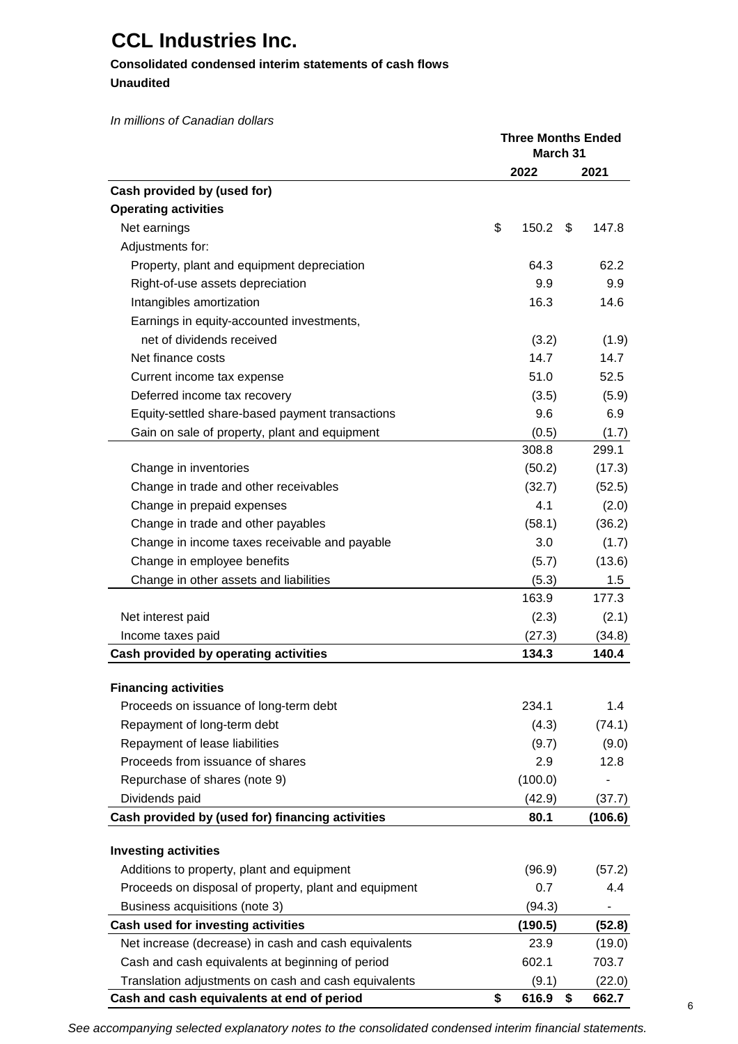# CCL Industries Inc.

**Consolidated condensed interim statements of cash flows**

**Unaudited**

*In millions of Canadian dollars*

| | Three Months Ended March 31 | |
|---|---|---|
| | **2022** | **2021** |
| **Cash provided by (used for)** | | |
| **Operating activities** | | |
| Net earnings | $ 150.2 | $ 147.8 |
| Adjustments for: | | |
| Property, plant and equipment depreciation | 64.3 | 62.2 |
| Right-of-use assets depreciation | 9.9 | 9.9 |
| Intangibles amortization | 16.3 | 14.6 |
| Earnings in equity-accounted investments, net of dividends received | (3.2) | (1.9) |
| Net finance costs | 14.7 | 14.7 |
| Current income tax expense | 51.0 | 52.5 |
| Deferred income tax recovery | (3.5) | (5.9) |
| Equity-settled share-based payment transactions | 9.6 | 6.9 |
| Gain on sale of property, plant and equipment | (0.5) | (1.7) |
| | 308.8 | 299.1 |
| Change in inventories | (50.2) | (17.3) |
| Change in trade and other receivables | (32.7) | (52.5) |
| Change in prepaid expenses | 4.1 | (2.0) |
| Change in trade and other payables | (58.1) | (36.2) |
| Change in income taxes receivable and payable | 3.0 | (1.7) |
| Change in employee benefits | (5.7) | (13.6) |
| Change in other assets and liabilities | (5.3) | 1.5 |
| | 163.9 | 177.3 |
| Net interest paid | (2.3) | (2.1) |
| Income taxes paid | (27.3) | (34.8) |
| **Cash provided by operating activities** | **134.3** | **140.4** |
| | | |
| **Financing activities** | | |
| Proceeds on issuance of long-term debt | 234.1 | 1.4 |
| Repayment of long-term debt | (4.3) | (74.1) |
| Repayment of lease liabilities | (9.7) | (9.0) |
| Proceeds from issuance of shares | 2.9 | 12.8 |
| Repurchase of shares (note 9) | (100.0) | - |
| Dividends paid | (42.9) | (37.7) |
| **Cash provided by (used for) financing activities** | **80.1** | **(106.6)** |
| | | |
| **Investing activities** | | |
| Additions to property, plant and equipment | (96.9) | (57.2) |
| Proceeds on disposal of property, plant and equipment | 0.7 | 4.4 |
| Business acquisitions (note 3) | (94.3) | - |
| **Cash used for investing activities** | **(190.5)** | **(52.8)** |
| Net increase (decrease) in cash and cash equivalents | 23.9 | (19.0) |
| Cash and cash equivalents at beginning of period | 602.1 | 703.7 |
| Translation adjustments on cash and cash equivalents | (9.1) | (22.0) |
| **Cash and cash equivalents at end of period** | **$ 616.9** | **$ 662.7** |

*See accompanying selected explanatory notes to the consolidated condensed interim financial statements.*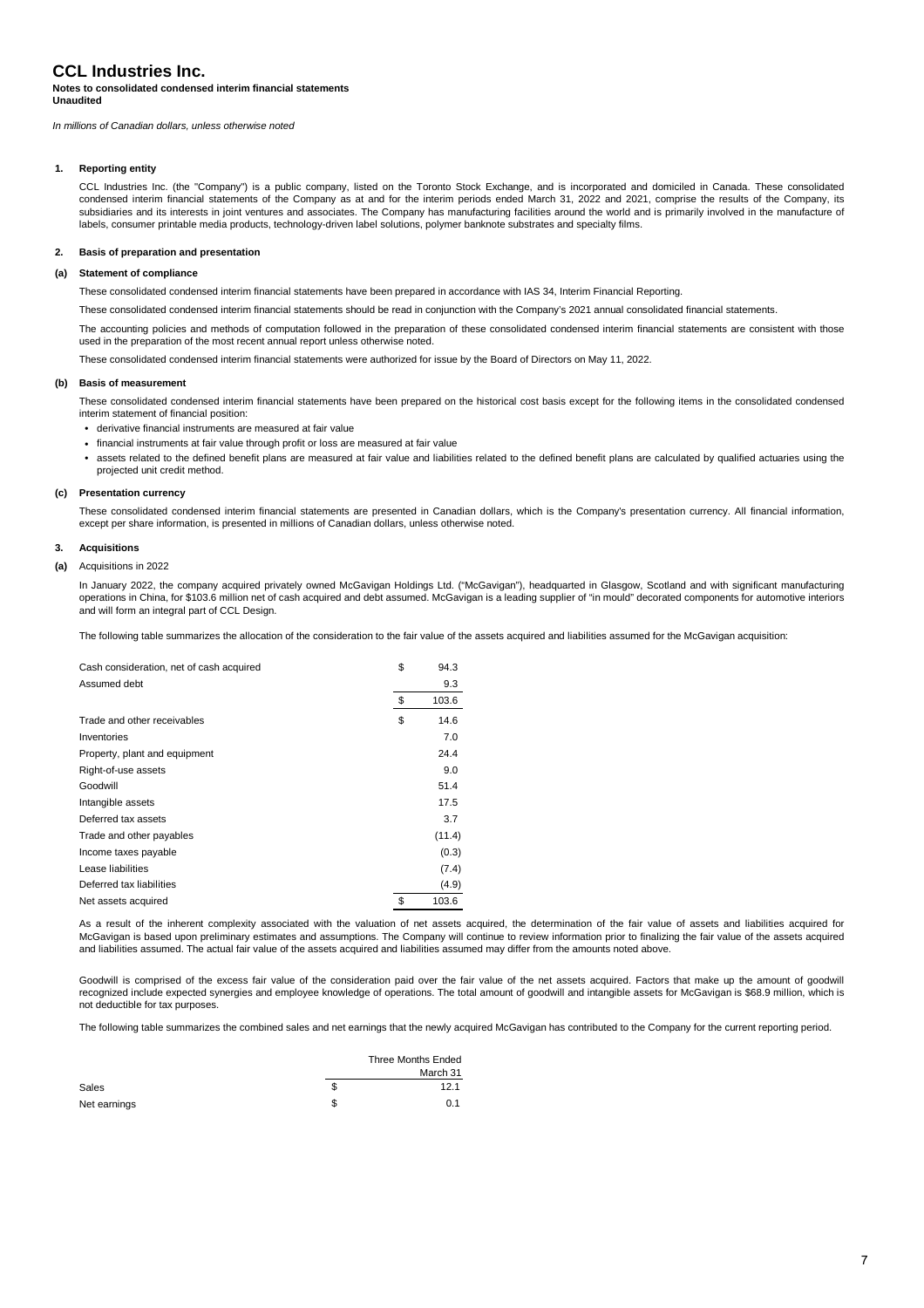# CCL Industries Inc.

**Notes to consolidated condensed interim financial statements**
**Unaudited**

*In millions of Canadian dollars, unless otherwise noted*

## 1. Reporting entity

CCL Industries Inc. (the "Company") is a public company, listed on the Toronto Stock Exchange, and is incorporated and domiciled in Canada. These consolidated condensed interim financial statements of the Company as at and for the interim periods ended March 31, 2022 and 2021, comprise the results of the Company, its subsidiaries and its interests in joint ventures and associates. The Company has manufacturing facilities around the world and is primarily involved in the manufacture of labels, consumer printable media products, technology-driven label solutions, polymer banknote substrates and specialty films.

## 2. Basis of preparation and presentation

### (a) Statement of compliance

These consolidated condensed interim financial statements have been prepared in accordance with IAS 34, Interim Financial Reporting.

These consolidated condensed interim financial statements should be read in conjunction with the Company's 2021 annual consolidated financial statements.

The accounting policies and methods of computation followed in the preparation of these consolidated condensed interim financial statements are consistent with those used in the preparation of the most recent annual report unless otherwise noted.

These consolidated condensed interim financial statements were authorized for issue by the Board of Directors on May 11, 2022.

### (b) Basis of measurement

These consolidated condensed interim financial statements have been prepared on the historical cost basis except for the following items in the consolidated condensed interim statement of financial position:

- derivative financial instruments are measured at fair value
- financial instruments at fair value through profit or loss are measured at fair value
- assets related to the defined benefit plans are measured at fair value and liabilities related to the defined benefit plans are calculated by qualified actuaries using the projected unit credit method.

### (c) Presentation currency

These consolidated condensed interim financial statements are presented in Canadian dollars, which is the Company's presentation currency. All financial information, except per share information, is presented in millions of Canadian dollars, unless otherwise noted.

## 3. Acquisitions

### (a) Acquisitions in 2022

In January 2022, the company acquired privately owned McGavigan Holdings Ltd. ("McGavigan"), headquarted in Glasgow, Scotland and with significant manufacturing operations in China, for $103.6 million net of cash acquired and debt assumed. McGavigan is a leading supplier of "in mould" decorated components for automotive interiors and will form an integral part of CCL Design.

The following table summarizes the allocation of the consideration to the fair value of the assets acquired and liabilities assumed for the McGavigan acquisition:

| | | |
|---|---|---|
| Cash consideration, net of cash acquired | $ | 94.3 |
| Assumed debt | | 9.3 |
| | $ | 103.6 |
| Trade and other receivables | $ | 14.6 |
| Inventories | | 7.0 |
| Property, plant and equipment | | 24.4 |
| Right-of-use assets | | 9.0 |
| Goodwill | | 51.4 |
| Intangible assets | | 17.5 |
| Deferred tax assets | | 3.7 |
| Trade and other payables | | (11.4) |
| Income taxes payable | | (0.3) |
| Lease liabilities | | (7.4) |
| Deferred tax liabilities | | (4.9) |
| Net assets acquired | $ | 103.6 |

As a result of the inherent complexity associated with the valuation of net assets acquired, the determination of the fair value of assets and liabilities acquired for McGavigan is based upon preliminary estimates and assumptions. The Company will continue to review information prior to finalizing the fair value of the assets acquired and liabilities assumed. The actual fair value of the assets acquired and liabilities assumed may differ from the amounts noted above.

Goodwill is comprised of the excess fair value of the consideration paid over the fair value of the net assets acquired. Factors that make up the amount of goodwill recognized include expected synergies and employee knowledge of operations. The total amount of goodwill and intangible assets for McGavigan is $68.9 million, which is not deductible for tax purposes.

The following table summarizes the combined sales and net earnings that the newly acquired McGavigan has contributed to the Company for the current reporting period.

| | | Three Months Ended March 31 |
|---|---|---|
| Sales | $ | 12.1 |
| Net earnings | $ | 0.1 |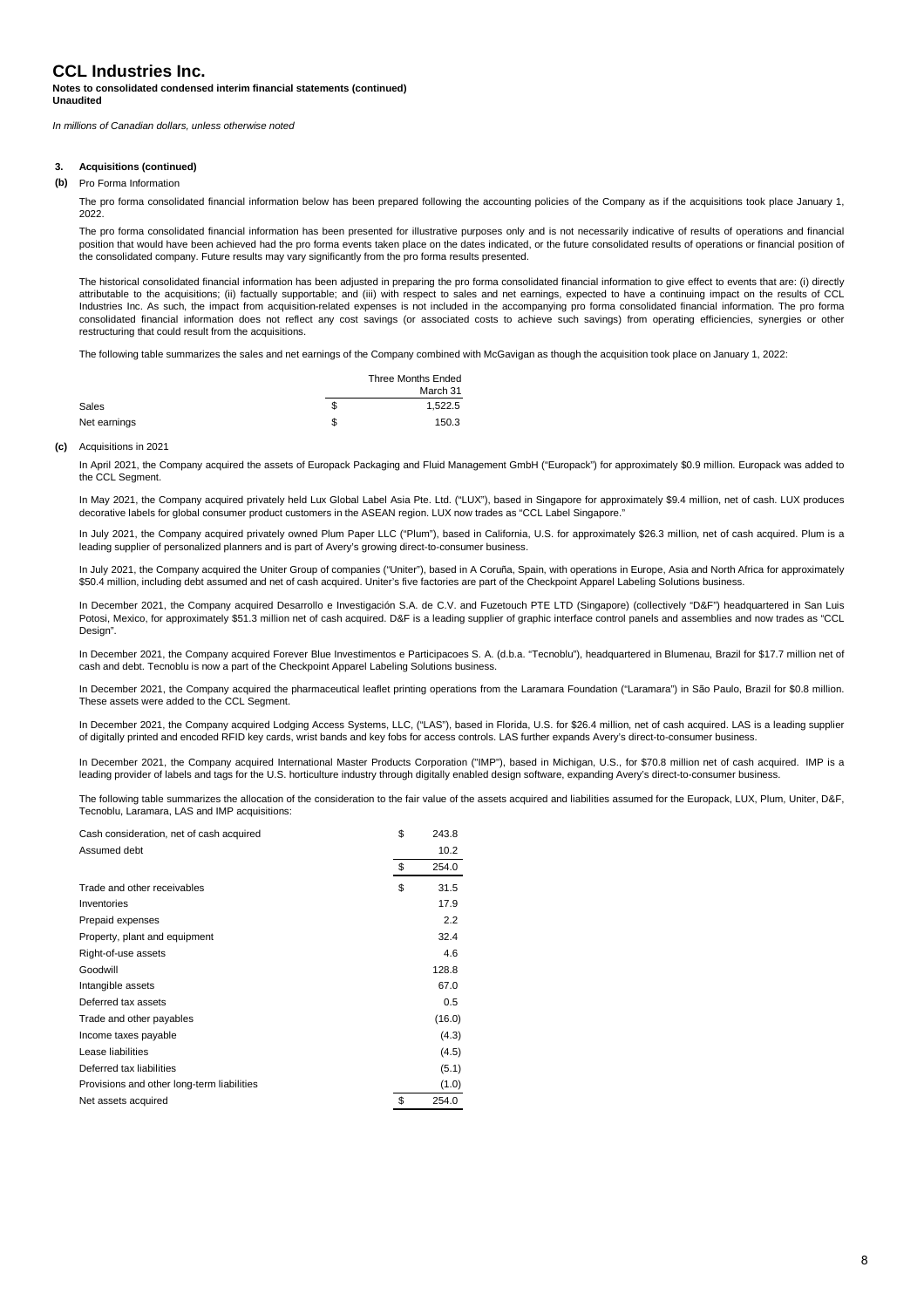# CCL Industries Inc.

**Notes to consolidated condensed interim financial statements (continued)**
**Unaudited**

*In millions of Canadian dollars, unless otherwise noted*

### 3. Acquisitions (continued)

**(b)** Pro Forma Information

The pro forma consolidated financial information below has been prepared following the accounting policies of the Company as if the acquisitions took place January 1, 2022.

The pro forma consolidated financial information has been presented for illustrative purposes only and is not necessarily indicative of results of operations and financial position that would have been achieved had the pro forma events taken place on the dates indicated, or the future consolidated results of operations or financial position of the consolidated company. Future results may vary significantly from the pro forma results presented.

The historical consolidated financial information has been adjusted in preparing the pro forma consolidated financial information to give effect to events that are: (i) directly attributable to the acquisitions; (ii) factually supportable; and (iii) with respect to sales and net earnings, expected to have a continuing impact on the results of CCL Industries Inc. As such, the impact from acquisition-related expenses is not included in the accompanying pro forma consolidated financial information. The pro forma consolidated financial information does not reflect any cost savings (or associated costs to achieve such savings) from operating efficiencies, synergies or other restructuring that could result from the acquisitions.

The following table summarizes the sales and net earnings of the Company combined with McGavigan as though the acquisition took place on January 1, 2022:

| | Three Months Ended March 31 |
|---|---|
| Sales | $ 1,522.5 |
| Net earnings | $ 150.3 |

**(c)** Acquisitions in 2021

In April 2021, the Company acquired the assets of Europack Packaging and Fluid Management GmbH ("Europack") for approximately $0.9 million. Europack was added to the CCL Segment.

In May 2021, the Company acquired privately held Lux Global Label Asia Pte. Ltd. ("LUX"), based in Singapore for approximately $9.4 million, net of cash. LUX produces decorative labels for global consumer product customers in the ASEAN region. LUX now trades as "CCL Label Singapore."

In July 2021, the Company acquired privately owned Plum Paper LLC ("Plum"), based in California, U.S. for approximately $26.3 million, net of cash acquired. Plum is a leading supplier of personalized planners and is part of Avery's growing direct-to-consumer business.

In July 2021, the Company acquired the Uniter Group of companies ("Uniter"), based in A Coruña, Spain, with operations in Europe, Asia and North Africa for approximately $50.4 million, including debt assumed and net of cash acquired. Uniter's five factories are part of the Checkpoint Apparel Labeling Solutions business.

In December 2021, the Company acquired Desarrollo e Investigación S.A. de C.V. and Fuzetouch PTE LTD (Singapore) (collectively "D&F") headquartered in San Luis Potosi, Mexico, for approximately $51.3 million net of cash acquired. D&F is a leading supplier of graphic interface control panels and assemblies and now trades as "CCL Design".

In December 2021, the Company acquired Forever Blue Investimentos e Participacoes S. A. (d.b.a. "Tecnoblu"), headquartered in Blumenau, Brazil for $17.7 million net of cash and debt. Tecnoblu is now a part of the Checkpoint Apparel Labeling Solutions business.

In December 2021, the Company acquired the pharmaceutical leaflet printing operations from the Laramara Foundation ("Laramara") in São Paulo, Brazil for $0.8 million. These assets were added to the CCL Segment.

In December 2021, the Company acquired Lodging Access Systems, LLC, ("LAS"), based in Florida, U.S. for $26.4 million, net of cash acquired. LAS is a leading supplier of digitally printed and encoded RFID key cards, wrist bands and key fobs for access controls. LAS further expands Avery's direct-to-consumer business.

In December 2021, the Company acquired International Master Products Corporation ("IMP"), based in Michigan, U.S., for $70.8 million net of cash acquired. IMP is a leading provider of labels and tags for the U.S. horticulture industry through digitally enabled design software, expanding Avery's direct-to-consumer business.

The following table summarizes the allocation of the consideration to the fair value of the assets acquired and liabilities assumed for the Europack, LUX, Plum, Uniter, D&F, Tecnoblu, Laramara, LAS and IMP acquisitions:

| | |
|---|---|
| Cash consideration, net of cash acquired | $ 243.8 |
| Assumed debt | 10.2 |
| | $ 254.0 |
| Trade and other receivables | $ 31.5 |
| Inventories | 17.9 |
| Prepaid expenses | 2.2 |
| Property, plant and equipment | 32.4 |
| Right-of-use assets | 4.6 |
| Goodwill | 128.8 |
| Intangible assets | 67.0 |
| Deferred tax assets | 0.5 |
| Trade and other payables | (16.0) |
| Income taxes payable | (4.3) |
| Lease liabilities | (4.5) |
| Deferred tax liabilities | (5.1) |
| Provisions and other long-term liabilities | (1.0) |
| Net assets acquired | $ 254.0 |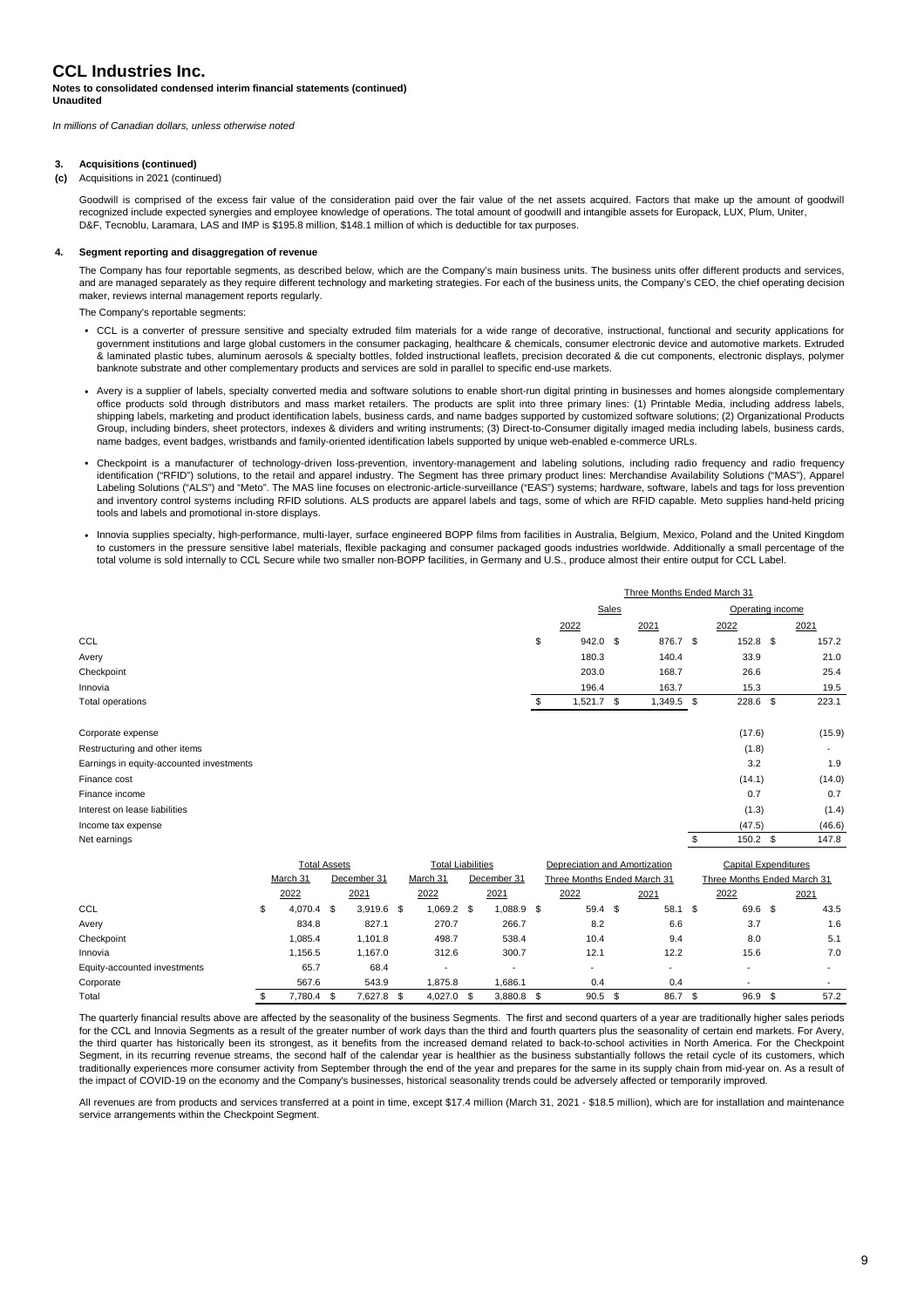# CCL Industries Inc.

**Notes to consolidated condensed interim financial statements (continued)**
**Unaudited**

*In millions of Canadian dollars, unless otherwise noted*

**3. Acquisitions (continued)**

**(c)** Acquisitions in 2021 (continued)

Goodwill is comprised of the excess fair value of the consideration paid over the fair value of the net assets acquired. Factors that make up the amount of goodwill recognized include expected synergies and employee knowledge of operations. The total amount of goodwill and intangible assets for Europack, LUX, Plum, Uniter, D&F, Tecnoblu, Laramara, LAS and IMP is $195.8 million, $148.1 million of which is deductible for tax purposes.

**4. Segment reporting and disaggregation of revenue**

The Company has four reportable segments, as described below, which are the Company's main business units. The business units offer different products and services, and are managed separately as they require different technology and marketing strategies. For each of the business units, the Company's CEO, the chief operating decision maker, reviews internal management reports regularly.

The Company's reportable segments:

- CCL is a converter of pressure sensitive and specialty extruded film materials for a wide range of decorative, instructional, functional and security applications for government institutions and large global customers in the consumer packaging, healthcare & chemicals, consumer electronic device and automotive markets. Extruded & laminated plastic tubes, aluminum aerosols & specialty bottles, folded instructional leaflets, precision decorated & die cut components, electronic displays, polymer banknote substrate and other complementary products and services are sold in parallel to specific end-use markets.
- Avery is a supplier of labels, specialty converted media and software solutions to enable short-run digital printing in businesses and homes alongside complementary office products sold through distributors and mass market retailers. The products are split into three primary lines: (1) Printable Media, including address labels, shipping labels, marketing and product identification labels, business cards, and name badges supported by customized software solutions; (2) Organizational Products Group, including binders, sheet protectors, indexes & dividers and writing instruments; (3) Direct-to-Consumer digitally imaged media including labels, business cards, name badges, event badges, wristbands and family-oriented identification labels supported by unique web-enabled e-commerce URLs.
- Checkpoint is a manufacturer of technology-driven loss-prevention, inventory-management and labeling solutions, including radio frequency and radio frequency identification ("RFID") solutions, to the retail and apparel industry. The Segment has three primary product lines: Merchandise Availability Solutions ("MAS"), Apparel Labeling Solutions ("ALS") and "Meto". The MAS line focuses on electronic-article-surveillance ("EAS") systems; hardware, software, labels and tags for loss prevention and inventory control systems including RFID solutions. ALS products are apparel labels and tags, some of which are RFID capable. Meto supplies hand-held pricing tools and labels and promotional in-store displays.
- Innovia supplies specialty, high-performance, multi-layer, surface engineered BOPP films from facilities in Australia, Belgium, Mexico, Poland and the United Kingdom to customers in the pressure sensitive label materials, flexible packaging and consumer packaged goods industries worldwide. Additionally a small percentage of the total volume is sold internally to CCL Secure while two smaller non-BOPP facilities, in Germany and U.S., produce almost their entire output for CCL Label.

| | Three Months Ended March 31 | | | |
|---|---|---|---|---|
| | Sales | | Operating income | |
| | 2022 | 2021 | 2022 | 2021 |
| CCL | $ 942.0 | $ 876.7 | $ 152.8 | $ 157.2 |
| Avery | 180.3 | 140.4 | 33.9 | 21.0 |
| Checkpoint | 203.0 | 168.7 | 26.6 | 25.4 |
| Innovia | 196.4 | 163.7 | 15.3 | 19.5 |
| Total operations | $ 1,521.7 | $ 1,349.5 | $ 228.6 | $ 223.1 |
| Corporate expense | | | (17.6) | (15.9) |
| Restructuring and other items | | | (1.8) | - |
| Earnings in equity-accounted investments | | | 3.2 | 1.9 |
| Finance cost | | | (14.1) | (14.0) |
| Finance income | | | 0.7 | 0.7 |
| Interest on lease liabilities | | | (1.3) | (1.4) |
| Income tax expense | | | (47.5) | (46.6) |
| Net earnings | | | $ 150.2 | $ 147.8 |

| | Total Assets | | Total Liabilities | | Depreciation and Amortization | | Capital Expenditures | |
|---|---|---|---|---|---|---|---|---|
| | March 31 | December 31 | March 31 | December 31 | Three Months Ended March 31 | | Three Months Ended March 31 | |
| | 2022 | 2021 | 2022 | 2021 | 2022 | 2021 | 2022 | 2021 |
| CCL | $ 4,070.4 | $ 3,919.6 | $ 1,069.2 | $ 1,088.9 | $ 59.4 | $ 58.1 | $ 69.6 | $ 43.5 |
| Avery | 834.8 | 827.1 | 270.7 | 266.7 | 8.2 | 6.6 | 3.7 | 1.6 |
| Checkpoint | 1,085.4 | 1,101.8 | 498.7 | 538.4 | 10.4 | 9.4 | 8.0 | 5.1 |
| Innovia | 1,156.5 | 1,167.0 | 312.6 | 300.7 | 12.1 | 12.2 | 15.6 | 7.0 |
| Equity-accounted investments | 65.7 | 68.4 | - | - | - | - | - | - |
| Corporate | 567.6 | 543.9 | 1,875.8 | 1,686.1 | 0.4 | 0.4 | - | - |
| Total | $ 7,780.4 | $ 7,627.8 | $ 4,027.0 | $ 3,880.8 | $ 90.5 | $ 86.7 | $ 96.9 | $ 57.2 |

The quarterly financial results above are affected by the seasonality of the business Segments. The first and second quarters of a year are traditionally higher sales periods for the CCL and Innovia Segments as a result of the greater number of work days than the third and fourth quarters plus the seasonality of certain end markets. For Avery, the third quarter has historically been its strongest, as it benefits from the increased demand related to back-to-school activities in North America. For the Checkpoint Segment, in its recurring revenue streams, the second half of the calendar year is healthier as the business substantially follows the retail cycle of its customers, which traditionally experiences more consumer activity from September through the end of the year and prepares for the same in its supply chain from mid-year on. As a result of the impact of COVID-19 on the economy and the Company's businesses, historical seasonality trends could be adversely affected or temporarily improved.

All revenues are from products and services transferred at a point in time, except $17.4 million (March 31, 2021 - $18.5 million), which are for installation and maintenance service arrangements within the Checkpoint Segment.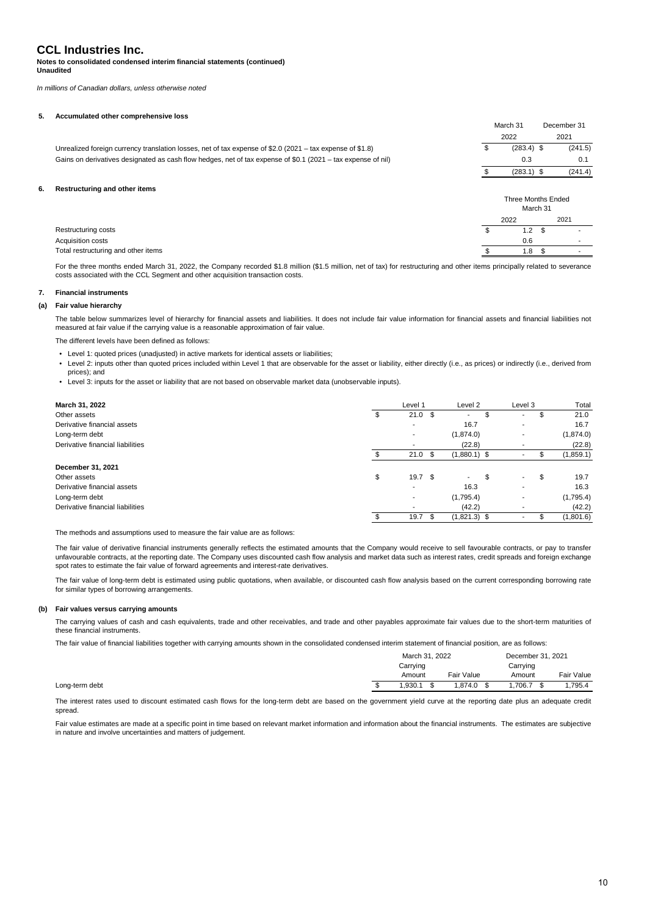# CCL Industries Inc.

**Notes to consolidated condensed interim financial statements (continued)**
**Unaudited**

*In millions of Canadian dollars, unless otherwise noted*

## 5. Accumulated other comprehensive loss

| | March 31 2022 | December 31 2021 |
|---|---|---|
| Unrealized foreign currency translation losses, net of tax expense of \$2.0 (2021 – tax expense of \$1.8) | \$ (283.4) | \$ (241.5) |
| Gains on derivatives designated as cash flow hedges, net of tax expense of \$0.1 (2021 – tax expense of nil) | 0.3 | 0.1 |
| | \$ (283.1) | \$ (241.4) |

## 6. Restructuring and other items

| | Three Months Ended March 31 2022 | 2021 |
|---|---|---|
| Restructuring costs | \$ 1.2 | \$ - |
| Acquisition costs | 0.6 | - |
| Total restructuring and other items | \$ 1.8 | \$ - |

For the three months ended March 31, 2022, the Company recorded \$1.8 million (\$1.5 million, net of tax) for restructuring and other items principally related to severance costs associated with the CCL Segment and other acquisition transaction costs.

## 7. Financial instruments

### (a) Fair value hierarchy

The table below summarizes level of hierarchy for financial assets and financial liabilities. It does not include fair value information for financial assets and financial liabilities not measured at fair value if the carrying value is a reasonable approximation of fair value.

The different levels have been defined as follows:

- Level 1: quoted prices (unadjusted) in active markets for identical assets or liabilities;
- Level 2: inputs other than quoted prices included within Level 1 that are observable for the asset or liability, either directly (i.e., as prices) or indirectly (i.e., derived from prices); and
- Level 3: inputs for the asset or liability that are not based on observable market data (unobservable inputs).

| March 31, 2022 | Level 1 | Level 2 | Level 3 | Total |
|---|---|---|---|---|
| Other assets | \$ 21.0 | \$ - | \$ - | \$ 21.0 |
| Derivative financial assets | - | 16.7 | - | 16.7 |
| Long-term debt | - | (1,874.0) | - | (1,874.0) |
| Derivative financial liabilities | - | (22.8) | - | (22.8) |
| | \$ 21.0 | \$ (1,880.1) | \$ - | \$ (1,859.1) |
| **December 31, 2021** | | | | |
| Other assets | \$ 19.7 | \$ - | \$ - | \$ 19.7 |
| Derivative financial assets | - | 16.3 | - | 16.3 |
| Long-term debt | - | (1,795.4) | - | (1,795.4) |
| Derivative financial liabilities | - | (42.2) | - | (42.2) |
| | \$ 19.7 | \$ (1,821.3) | \$ - | \$ (1,801.6) |

The methods and assumptions used to measure the fair value are as follows:

The fair value of derivative financial instruments generally reflects the estimated amounts that the Company would receive to sell favourable contracts, or pay to transfer unfavourable contracts, at the reporting date. The Company uses discounted cash flow analysis and market data such as interest rates, credit spreads and foreign exchange spot rates to estimate the fair value of forward agreements and interest-rate derivatives.

The fair value of long-term debt is estimated using public quotations, when available, or discounted cash flow analysis based on the current corresponding borrowing rate for similar types of borrowing arrangements.

### (b) Fair values versus carrying amounts

The carrying values of cash and cash equivalents, trade and other receivables, and trade and other payables approximate fair values due to the short-term maturities of these financial instruments.

The fair value of financial liabilities together with carrying amounts shown in the consolidated condensed interim statement of financial position, are as follows:

| | March 31, 2022 | | December 31, 2021 | |
|---|---|---|---|---|
| | Carrying Amount | Fair Value | Carrying Amount | Fair Value |
| Long-term debt | \$ 1,930.1 | \$ 1,874.0 | \$ 1,706.7 | \$ 1,795.4 |

The interest rates used to discount estimated cash flows for the long-term debt are based on the government yield curve at the reporting date plus an adequate credit spread.

Fair value estimates are made at a specific point in time based on relevant market information and information about the financial instruments. The estimates are subjective in nature and involve uncertainties and matters of judgement.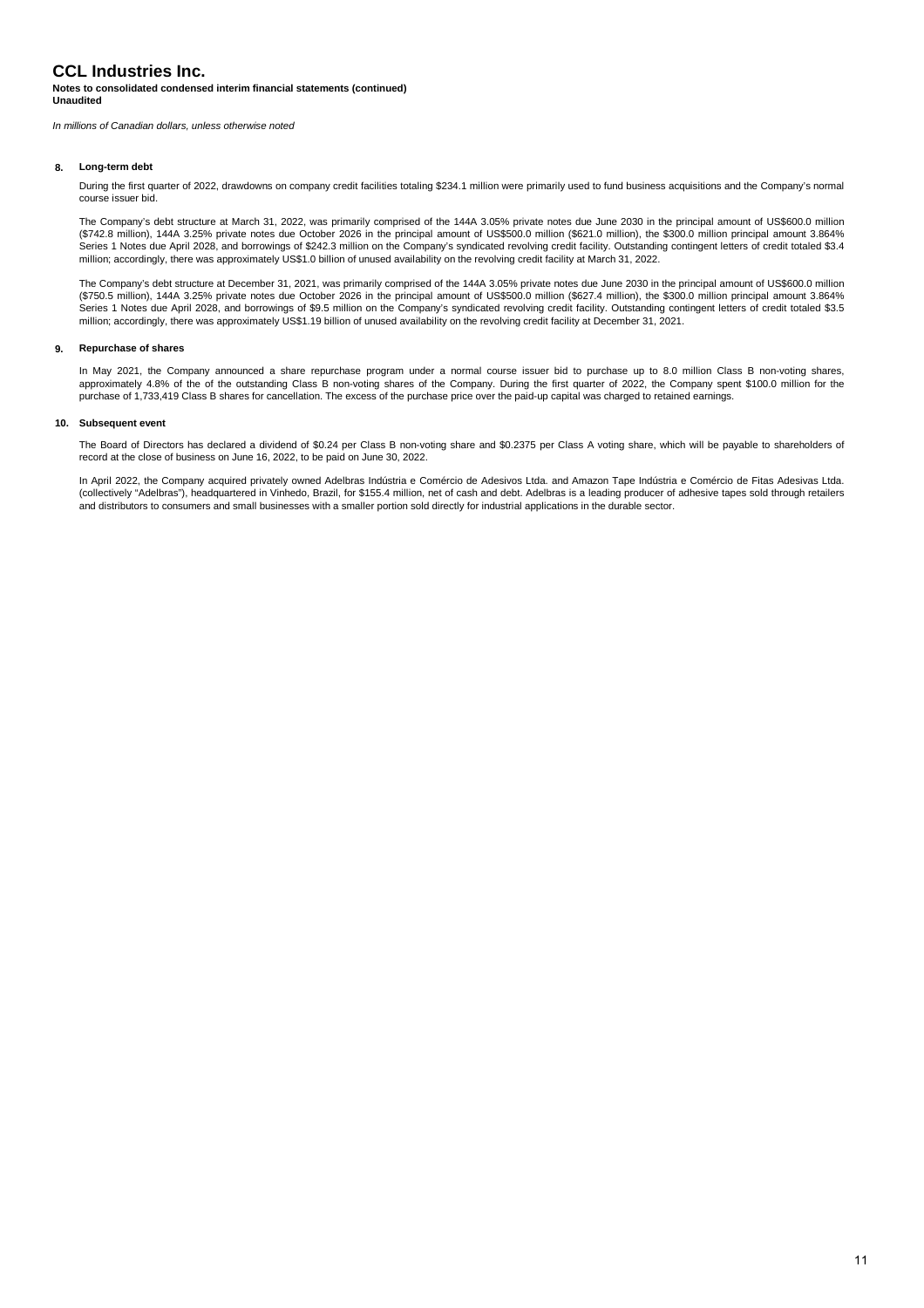# CCL Industries Inc.

**Notes to consolidated condensed interim financial statements (continued)**
**Unaudited**

*In millions of Canadian dollars, unless otherwise noted*

## 8. Long-term debt

During the first quarter of 2022, drawdowns on company credit facilities totaling $234.1 million were primarily used to fund business acquisitions and the Company's normal course issuer bid.

The Company's debt structure at March 31, 2022, was primarily comprised of the 144A 3.05% private notes due June 2030 in the principal amount of US$600.0 million ($742.8 million), 144A 3.25% private notes due October 2026 in the principal amount of US$500.0 million ($621.0 million), the $300.0 million principal amount 3.864% Series 1 Notes due April 2028, and borrowings of $242.3 million on the Company's syndicated revolving credit facility. Outstanding contingent letters of credit totaled $3.4 million; accordingly, there was approximately US$1.0 billion of unused availability on the revolving credit facility at March 31, 2022.

The Company's debt structure at December 31, 2021, was primarily comprised of the 144A 3.05% private notes due June 2030 in the principal amount of US$600.0 million ($750.5 million), 144A 3.25% private notes due October 2026 in the principal amount of US$500.0 million ($627.4 million), the $300.0 million principal amount 3.864% Series 1 Notes due April 2028, and borrowings of $9.5 million on the Company's syndicated revolving credit facility. Outstanding contingent letters of credit totaled $3.5 million; accordingly, there was approximately US$1.19 billion of unused availability on the revolving credit facility at December 31, 2021.

## 9. Repurchase of shares

In May 2021, the Company announced a share repurchase program under a normal course issuer bid to purchase up to 8.0 million Class B non-voting shares, approximately 4.8% of the of the outstanding Class B non-voting shares of the Company. During the first quarter of 2022, the Company spent $100.0 million for the purchase of 1,733,419 Class B shares for cancellation. The excess of the purchase price over the paid-up capital was charged to retained earnings.

## 10. Subsequent event

The Board of Directors has declared a dividend of $0.24 per Class B non-voting share and $0.2375 per Class A voting share, which will be payable to shareholders of record at the close of business on June 16, 2022, to be paid on June 30, 2022.

In April 2022, the Company acquired privately owned Adelbras Indústria e Comércio de Adesivos Ltda. and Amazon Tape Indústria e Comércio de Fitas Adesivas Ltda. (collectively "Adelbras"), headquartered in Vinhedo, Brazil, for $155.4 million, net of cash and debt. Adelbras is a leading producer of adhesive tapes sold through retailers and distributors to consumers and small businesses with a smaller portion sold directly for industrial applications in the durable sector.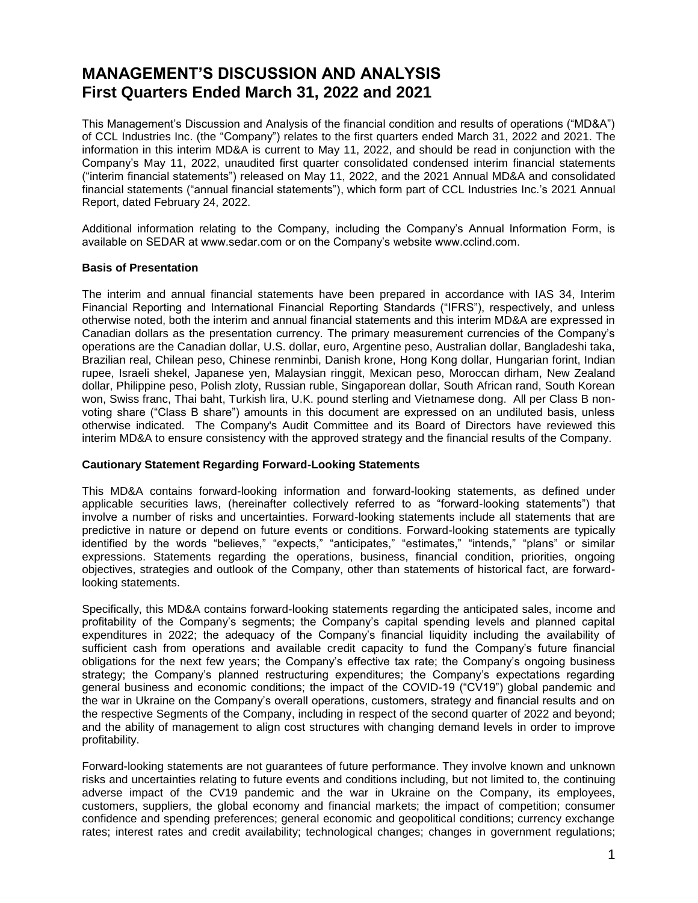# MANAGEMENT'S DISCUSSION AND ANALYSIS
# First Quarters Ended March 31, 2022 and 2021

This Management's Discussion and Analysis of the financial condition and results of operations ("MD&A") of CCL Industries Inc. (the "Company") relates to the first quarters ended March 31, 2022 and 2021. The information in this interim MD&A is current to May 11, 2022, and should be read in conjunction with the Company's May 11, 2022, unaudited first quarter consolidated condensed interim financial statements ("interim financial statements") released on May 11, 2022, and the 2021 Annual MD&A and consolidated financial statements ("annual financial statements"), which form part of CCL Industries Inc.'s 2021 Annual Report, dated February 24, 2022.

Additional information relating to the Company, including the Company's Annual Information Form, is available on SEDAR at www.sedar.com or on the Company's website www.cclind.com.

**Basis of Presentation**

The interim and annual financial statements have been prepared in accordance with IAS 34, Interim Financial Reporting and International Financial Reporting Standards ("IFRS"), respectively, and unless otherwise noted, both the interim and annual financial statements and this interim MD&A are expressed in Canadian dollars as the presentation currency. The primary measurement currencies of the Company's operations are the Canadian dollar, U.S. dollar, euro, Argentine peso, Australian dollar, Bangladeshi taka, Brazilian real, Chilean peso, Chinese renminbi, Danish krone, Hong Kong dollar, Hungarian forint, Indian rupee, Israeli shekel, Japanese yen, Malaysian ringgit, Mexican peso, Moroccan dirham, New Zealand dollar, Philippine peso, Polish zloty, Russian ruble, Singaporean dollar, South African rand, South Korean won, Swiss franc, Thai baht, Turkish lira, U.K. pound sterling and Vietnamese dong. All per Class B non-voting share ("Class B share") amounts in this document are expressed on an undiluted basis, unless otherwise indicated. The Company's Audit Committee and its Board of Directors have reviewed this interim MD&A to ensure consistency with the approved strategy and the financial results of the Company.

**Cautionary Statement Regarding Forward-Looking Statements**

This MD&A contains forward-looking information and forward-looking statements, as defined under applicable securities laws, (hereinafter collectively referred to as "forward-looking statements") that involve a number of risks and uncertainties. Forward-looking statements include all statements that are predictive in nature or depend on future events or conditions. Forward-looking statements are typically identified by the words "believes," "expects," "anticipates," "estimates," "intends," "plans" or similar expressions. Statements regarding the operations, business, financial condition, priorities, ongoing objectives, strategies and outlook of the Company, other than statements of historical fact, are forward-looking statements.

Specifically, this MD&A contains forward-looking statements regarding the anticipated sales, income and profitability of the Company's segments; the Company's capital spending levels and planned capital expenditures in 2022; the adequacy of the Company's financial liquidity including the availability of sufficient cash from operations and available credit capacity to fund the Company's future financial obligations for the next few years; the Company's effective tax rate; the Company's ongoing business strategy; the Company's planned restructuring expenditures; the Company's expectations regarding general business and economic conditions; the impact of the COVID-19 ("CV19") global pandemic and the war in Ukraine on the Company's overall operations, customers, strategy and financial results and on the respective Segments of the Company, including in respect of the second quarter of 2022 and beyond; and the ability of management to align cost structures with changing demand levels in order to improve profitability.

Forward-looking statements are not guarantees of future performance. They involve known and unknown risks and uncertainties relating to future events and conditions including, but not limited to, the continuing adverse impact of the CV19 pandemic and the war in Ukraine on the Company, its employees, customers, suppliers, the global economy and financial markets; the impact of competition; consumer confidence and spending preferences; general economic and geopolitical conditions; currency exchange rates; interest rates and credit availability; technological changes; changes in government regulations;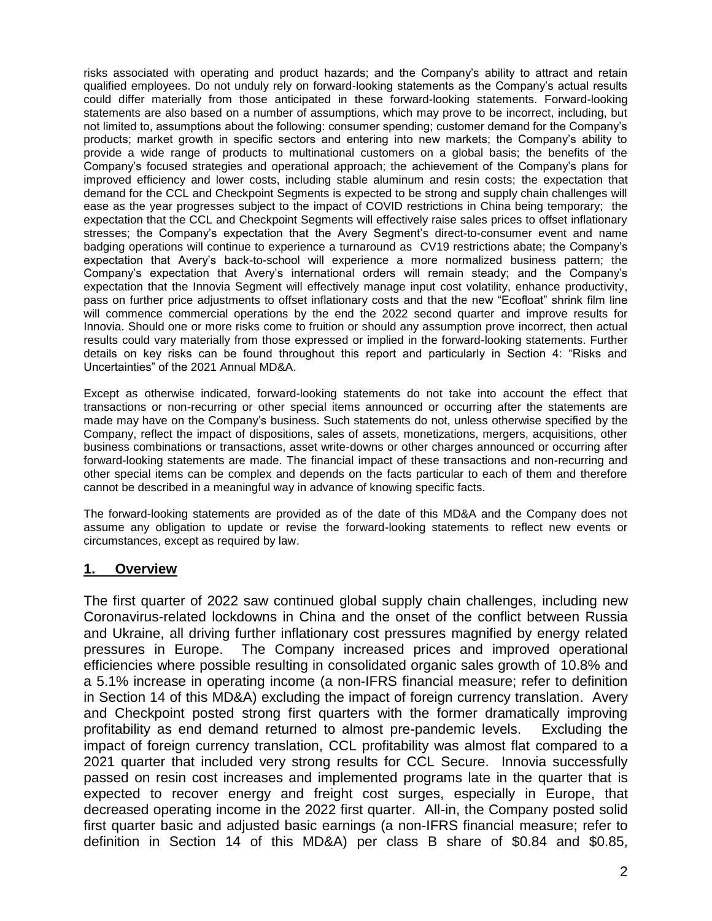risks associated with operating and product hazards; and the Company's ability to attract and retain qualified employees. Do not unduly rely on forward-looking statements as the Company's actual results could differ materially from those anticipated in these forward-looking statements. Forward-looking statements are also based on a number of assumptions, which may prove to be incorrect, including, but not limited to, assumptions about the following: consumer spending; customer demand for the Company's products; market growth in specific sectors and entering into new markets; the Company's ability to provide a wide range of products to multinational customers on a global basis; the benefits of the Company's focused strategies and operational approach; the achievement of the Company's plans for improved efficiency and lower costs, including stable aluminum and resin costs; the expectation that demand for the CCL and Checkpoint Segments is expected to be strong and supply chain challenges will ease as the year progresses subject to the impact of COVID restrictions in China being temporary; the expectation that the CCL and Checkpoint Segments will effectively raise sales prices to offset inflationary stresses; the Company's expectation that the Avery Segment's direct-to-consumer event and name badging operations will continue to experience a turnaround as CV19 restrictions abate; the Company's expectation that Avery's back-to-school will experience a more normalized business pattern; the Company's expectation that Avery's international orders will remain steady; and the Company's expectation that the Innovia Segment will effectively manage input cost volatility, enhance productivity, pass on further price adjustments to offset inflationary costs and that the new "Ecofloat" shrink film line will commence commercial operations by the end the 2022 second quarter and improve results for Innovia. Should one or more risks come to fruition or should any assumption prove incorrect, then actual results could vary materially from those expressed or implied in the forward-looking statements. Further details on key risks can be found throughout this report and particularly in Section 4: "Risks and Uncertainties" of the 2021 Annual MD&A.

Except as otherwise indicated, forward-looking statements do not take into account the effect that transactions or non-recurring or other special items announced or occurring after the statements are made may have on the Company's business. Such statements do not, unless otherwise specified by the Company, reflect the impact of dispositions, sales of assets, monetizations, mergers, acquisitions, other business combinations or transactions, asset write-downs or other charges announced or occurring after forward-looking statements are made. The financial impact of these transactions and non-recurring and other special items can be complex and depends on the facts particular to each of them and therefore cannot be described in a meaningful way in advance of knowing specific facts.

The forward-looking statements are provided as of the date of this MD&A and the Company does not assume any obligation to update or revise the forward-looking statements to reflect new events or circumstances, except as required by law.

## 1. Overview

The first quarter of 2022 saw continued global supply chain challenges, including new Coronavirus-related lockdowns in China and the onset of the conflict between Russia and Ukraine, all driving further inflationary cost pressures magnified by energy related pressures in Europe. The Company increased prices and improved operational efficiencies where possible resulting in consolidated organic sales growth of 10.8% and a 5.1% increase in operating income (a non-IFRS financial measure; refer to definition in Section 14 of this MD&A) excluding the impact of foreign currency translation. Avery and Checkpoint posted strong first quarters with the former dramatically improving profitability as end demand returned to almost pre-pandemic levels. Excluding the impact of foreign currency translation, CCL profitability was almost flat compared to a 2021 quarter that included very strong results for CCL Secure. Innovia successfully passed on resin cost increases and implemented programs late in the quarter that is expected to recover energy and freight cost surges, especially in Europe, that decreased operating income in the 2022 first quarter. All-in, the Company posted solid first quarter basic and adjusted basic earnings (a non-IFRS financial measure; refer to definition in Section 14 of this MD&A) per class B share of $0.84 and $0.85,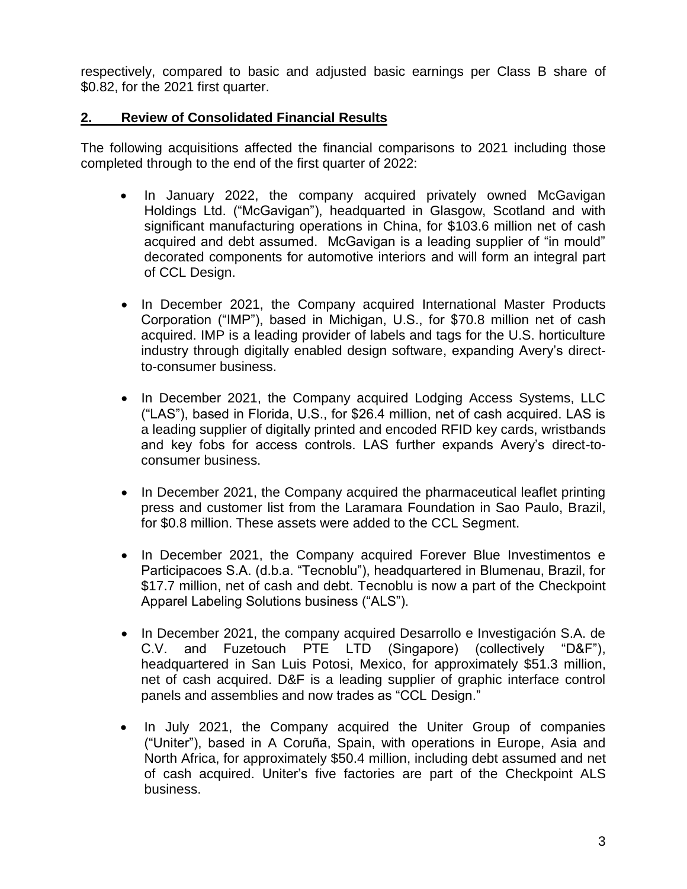respectively, compared to basic and adjusted basic earnings per Class B share of $0.82, for the 2021 first quarter.

## **2. Review of Consolidated Financial Results**

The following acquisitions affected the financial comparisons to 2021 including those completed through to the end of the first quarter of 2022:

- In January 2022, the company acquired privately owned McGavigan Holdings Ltd. ("McGavigan"), headquarted in Glasgow, Scotland and with significant manufacturing operations in China, for $103.6 million net of cash acquired and debt assumed. McGavigan is a leading supplier of "in mould" decorated components for automotive interiors and will form an integral part of CCL Design.
- In December 2021, the Company acquired International Master Products Corporation ("IMP"), based in Michigan, U.S., for $70.8 million net of cash acquired. IMP is a leading provider of labels and tags for the U.S. horticulture industry through digitally enabled design software, expanding Avery's direct-to-consumer business.
- In December 2021, the Company acquired Lodging Access Systems, LLC ("LAS"), based in Florida, U.S., for $26.4 million, net of cash acquired. LAS is a leading supplier of digitally printed and encoded RFID key cards, wristbands and key fobs for access controls. LAS further expands Avery's direct-to-consumer business.
- In December 2021, the Company acquired the pharmaceutical leaflet printing press and customer list from the Laramara Foundation in Sao Paulo, Brazil, for $0.8 million. These assets were added to the CCL Segment.
- In December 2021, the Company acquired Forever Blue Investimentos e Participacoes S.A. (d.b.a. "Tecnoblu"), headquartered in Blumenau, Brazil, for $17.7 million, net of cash and debt. Tecnoblu is now a part of the Checkpoint Apparel Labeling Solutions business ("ALS").
- In December 2021, the company acquired Desarrollo e Investigación S.A. de C.V. and Fuzetouch PTE LTD (Singapore) (collectively "D&F"), headquartered in San Luis Potosi, Mexico, for approximately $51.3 million, net of cash acquired. D&F is a leading supplier of graphic interface control panels and assemblies and now trades as "CCL Design."
- In July 2021, the Company acquired the Uniter Group of companies ("Uniter"), based in A Coruña, Spain, with operations in Europe, Asia and North Africa, for approximately $50.4 million, including debt assumed and net of cash acquired. Uniter's five factories are part of the Checkpoint ALS business.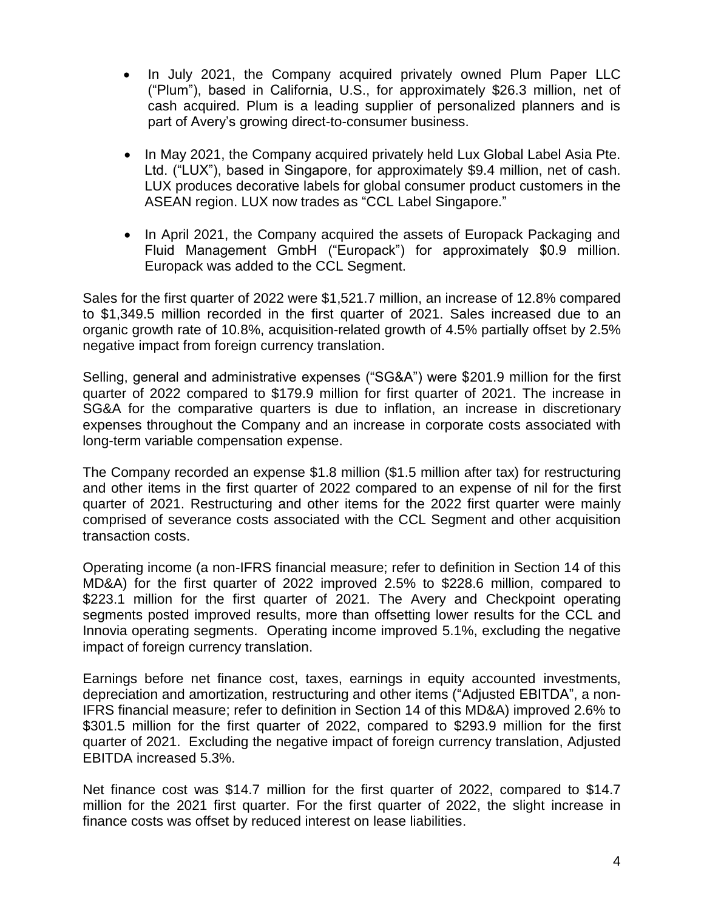- In July 2021, the Company acquired privately owned Plum Paper LLC ("Plum"), based in California, U.S., for approximately $26.3 million, net of cash acquired. Plum is a leading supplier of personalized planners and is part of Avery's growing direct-to-consumer business.

- In May 2021, the Company acquired privately held Lux Global Label Asia Pte. Ltd. ("LUX"), based in Singapore, for approximately $9.4 million, net of cash. LUX produces decorative labels for global consumer product customers in the ASEAN region. LUX now trades as "CCL Label Singapore."

- In April 2021, the Company acquired the assets of Europack Packaging and Fluid Management GmbH ("Europack") for approximately $0.9 million. Europack was added to the CCL Segment.

Sales for the first quarter of 2022 were $1,521.7 million, an increase of 12.8% compared to $1,349.5 million recorded in the first quarter of 2021. Sales increased due to an organic growth rate of 10.8%, acquisition-related growth of 4.5% partially offset by 2.5% negative impact from foreign currency translation.

Selling, general and administrative expenses ("SG&A") were $201.9 million for the first quarter of 2022 compared to $179.9 million for first quarter of 2021. The increase in SG&A for the comparative quarters is due to inflation, an increase in discretionary expenses throughout the Company and an increase in corporate costs associated with long-term variable compensation expense.

The Company recorded an expense $1.8 million ($1.5 million after tax) for restructuring and other items in the first quarter of 2022 compared to an expense of nil for the first quarter of 2021. Restructuring and other items for the 2022 first quarter were mainly comprised of severance costs associated with the CCL Segment and other acquisition transaction costs.

Operating income (a non-IFRS financial measure; refer to definition in Section 14 of this MD&A) for the first quarter of 2022 improved 2.5% to $228.6 million, compared to $223.1 million for the first quarter of 2021. The Avery and Checkpoint operating segments posted improved results, more than offsetting lower results for the CCL and Innovia operating segments. Operating income improved 5.1%, excluding the negative impact of foreign currency translation.

Earnings before net finance cost, taxes, earnings in equity accounted investments, depreciation and amortization, restructuring and other items ("Adjusted EBITDA", a non-IFRS financial measure; refer to definition in Section 14 of this MD&A) improved 2.6% to $301.5 million for the first quarter of 2022, compared to $293.9 million for the first quarter of 2021. Excluding the negative impact of foreign currency translation, Adjusted EBITDA increased 5.3%.

Net finance cost was $14.7 million for the first quarter of 2022, compared to $14.7 million for the 2021 first quarter. For the first quarter of 2022, the slight increase in finance costs was offset by reduced interest on lease liabilities.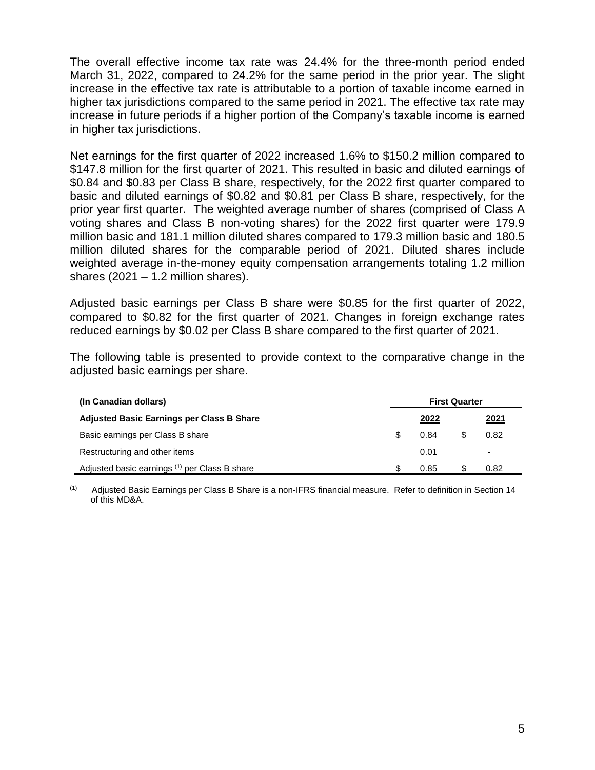The overall effective income tax rate was 24.4% for the three-month period ended March 31, 2022, compared to 24.2% for the same period in the prior year. The slight increase in the effective tax rate is attributable to a portion of taxable income earned in higher tax jurisdictions compared to the same period in 2021. The effective tax rate may increase in future periods if a higher portion of the Company's taxable income is earned in higher tax jurisdictions.

Net earnings for the first quarter of 2022 increased 1.6% to \$150.2 million compared to \$147.8 million for the first quarter of 2021. This resulted in basic and diluted earnings of \$0.84 and \$0.83 per Class B share, respectively, for the 2022 first quarter compared to basic and diluted earnings of \$0.82 and \$0.81 per Class B share, respectively, for the prior year first quarter. The weighted average number of shares (comprised of Class A voting shares and Class B non-voting shares) for the 2022 first quarter were 179.9 million basic and 181.1 million diluted shares compared to 179.3 million basic and 180.5 million diluted shares for the comparable period of 2021. Diluted shares include weighted average in-the-money equity compensation arrangements totaling 1.2 million shares (2021 – 1.2 million shares).

Adjusted basic earnings per Class B share were \$0.85 for the first quarter of 2022, compared to \$0.82 for the first quarter of 2021. Changes in foreign exchange rates reduced earnings by \$0.02 per Class B share compared to the first quarter of 2021.

The following table is presented to provide context to the comparative change in the adjusted basic earnings per share.

| **(In Canadian dollars)** | **First Quarter** | |
|---|---|---|
| **Adjusted Basic Earnings per Class B Share** | **2022** | **2021** |
| Basic earnings per Class B share | \$ 0.84 | \$ 0.82 |
| Restructuring and other items | 0.01 | - |
| Adjusted basic earnings [(1)] per Class B share | \$ 0.85 | \$ 0.82 |

[(1)] Adjusted Basic Earnings per Class B Share is a non-IFRS financial measure. Refer to definition in Section 14 of this MD&A.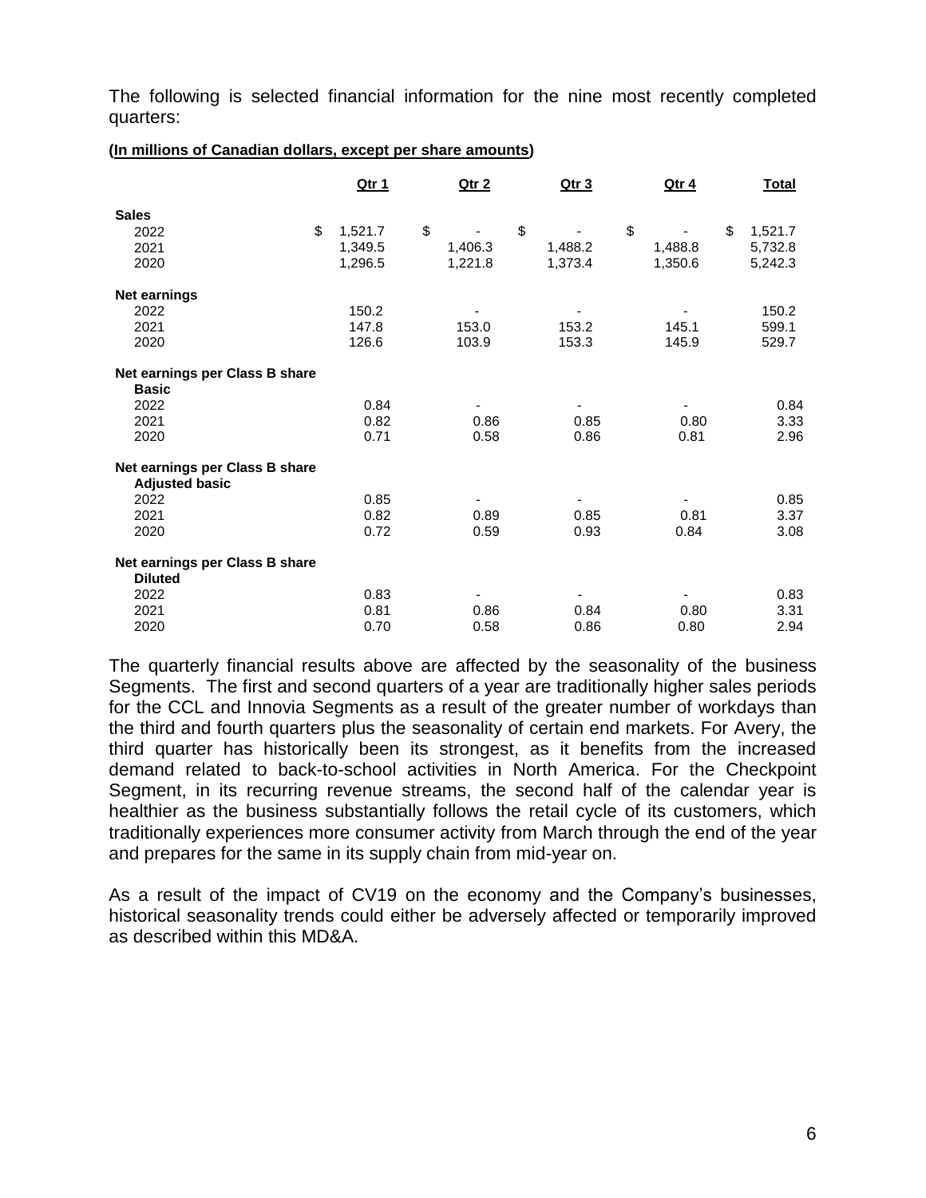The following is selected financial information for the nine most recently completed quarters:

**(In millions of Canadian dollars, except per share amounts)**

| | Qtr 1 | Qtr 2 | Qtr 3 | Qtr 4 | Total |
|---|---|---|---|---|---|
| **Sales** | | | | | |
| 2022 | $ 1,521.7 | $ - | $ - | $ - | $ 1,521.7 |
| 2021 | 1,349.5 | 1,406.3 | 1,488.2 | 1,488.8 | 5,732.8 |
| 2020 | 1,296.5 | 1,221.8 | 1,373.4 | 1,350.6 | 5,242.3 |
| **Net earnings** | | | | | |
| 2022 | 150.2 | - | - | - | 150.2 |
| 2021 | 147.8 | 153.0 | 153.2 | 145.1 | 599.1 |
| 2020 | 126.6 | 103.9 | 153.3 | 145.9 | 529.7 |
| **Net earnings per Class B share** | | | | | |
| **Basic** | | | | | |
| 2022 | 0.84 | - | - | - | 0.84 |
| 2021 | 0.82 | 0.86 | 0.85 | 0.80 | 3.33 |
| 2020 | 0.71 | 0.58 | 0.86 | 0.81 | 2.96 |
| **Net earnings per Class B share** | | | | | |
| **Adjusted basic** | | | | | |
| 2022 | 0.85 | - | - | - | 0.85 |
| 2021 | 0.82 | 0.89 | 0.85 | 0.81 | 3.37 |
| 2020 | 0.72 | 0.59 | 0.93 | 0.84 | 3.08 |
| **Net earnings per Class B share** | | | | | |
| **Diluted** | | | | | |
| 2022 | 0.83 | - | - | - | 0.83 |
| 2021 | 0.81 | 0.86 | 0.84 | 0.80 | 3.31 |
| 2020 | 0.70 | 0.58 | 0.86 | 0.80 | 2.94 |

The quarterly financial results above are affected by the seasonality of the business Segments. The first and second quarters of a year are traditionally higher sales periods for the CCL and Innovia Segments as a result of the greater number of workdays than the third and fourth quarters plus the seasonality of certain end markets. For Avery, the third quarter has historically been its strongest, as it benefits from the increased demand related to back-to-school activities in North America. For the Checkpoint Segment, in its recurring revenue streams, the second half of the calendar year is healthier as the business substantially follows the retail cycle of its customers, which traditionally experiences more consumer activity from March through the end of the year and prepares for the same in its supply chain from mid-year on.

As a result of the impact of CV19 on the economy and the Company's businesses, historical seasonality trends could either be adversely affected or temporarily improved as described within this MD&A.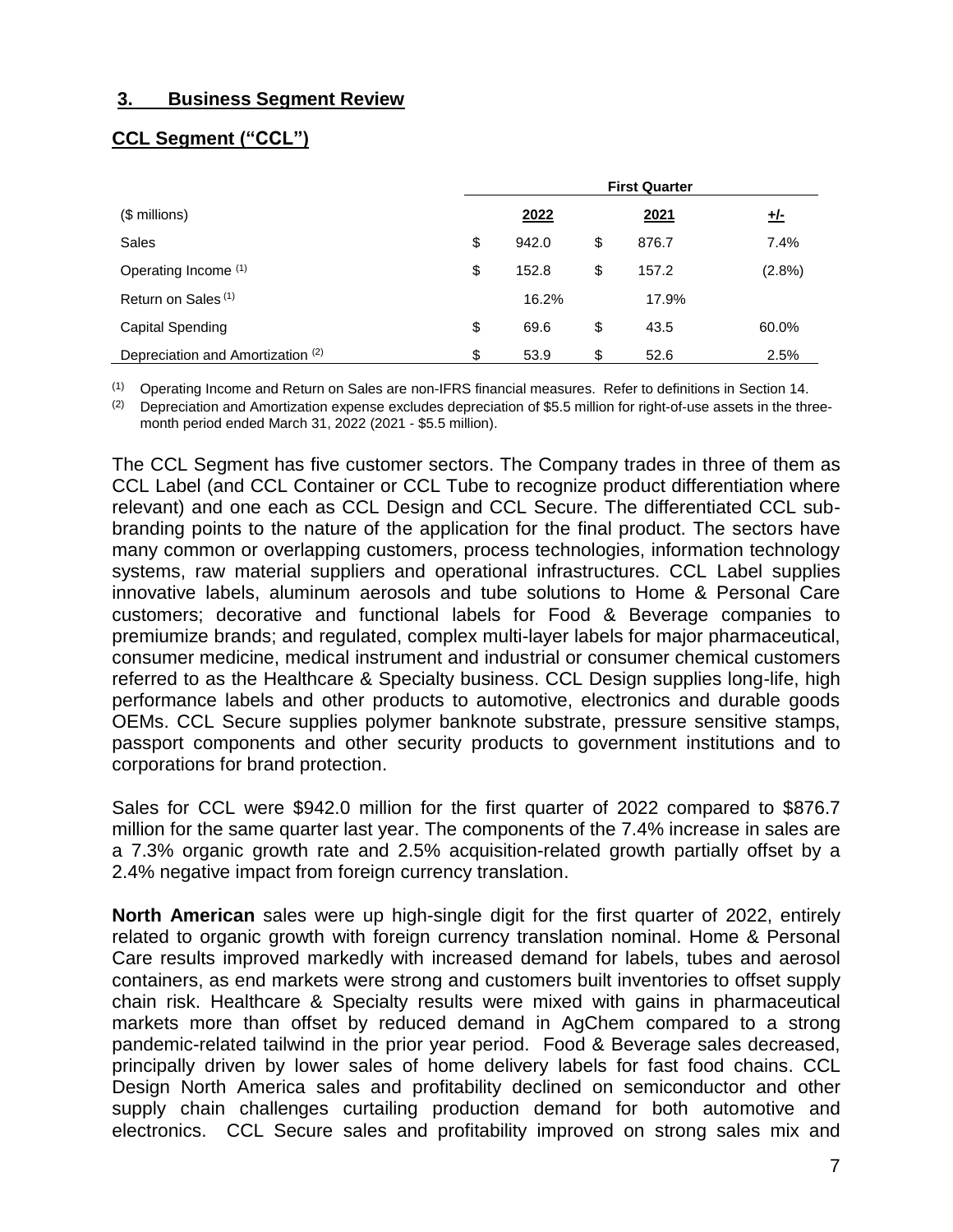## 3. Business Segment Review

### CCL Segment ("CCL")

| | First Quarter | | |
|---|---|---|---|
| ($ millions) | 2022 | 2021 | +/- |
| Sales | $ 942.0 | $ 876.7 | 7.4% |
| Operating Income [(1)] | $ 152.8 | $ 157.2 | (2.8%) |
| Return on Sales [(1)] | 16.2% | 17.9% | |
| Capital Spending | $ 69.6 | $ 43.5 | 60.0% |
| Depreciation and Amortization [(2)] | $ 53.9 | $ 52.6 | 2.5% |

(1) Operating Income and Return on Sales are non-IFRS financial measures. Refer to definitions in Section 14.

(2) Depreciation and Amortization expense excludes depreciation of $5.5 million for right-of-use assets in the three-month period ended March 31, 2022 (2021 - $5.5 million).

The CCL Segment has five customer sectors. The Company trades in three of them as CCL Label (and CCL Container or CCL Tube to recognize product differentiation where relevant) and one each as CCL Design and CCL Secure. The differentiated CCL sub-branding points to the nature of the application for the final product. The sectors have many common or overlapping customers, process technologies, information technology systems, raw material suppliers and operational infrastructures. CCL Label supplies innovative labels, aluminum aerosols and tube solutions to Home & Personal Care customers; decorative and functional labels for Food & Beverage companies to premiumize brands; and regulated, complex multi-layer labels for major pharmaceutical, consumer medicine, medical instrument and industrial or consumer chemical customers referred to as the Healthcare & Specialty business. CCL Design supplies long-life, high performance labels and other products to automotive, electronics and durable goods OEMs. CCL Secure supplies polymer banknote substrate, pressure sensitive stamps, passport components and other security products to government institutions and to corporations for brand protection.

Sales for CCL were $942.0 million for the first quarter of 2022 compared to $876.7 million for the same quarter last year. The components of the 7.4% increase in sales are a 7.3% organic growth rate and 2.5% acquisition-related growth partially offset by a 2.4% negative impact from foreign currency translation.

**North American** sales were up high-single digit for the first quarter of 2022, entirely related to organic growth with foreign currency translation nominal. Home & Personal Care results improved markedly with increased demand for labels, tubes and aerosol containers, as end markets were strong and customers built inventories to offset supply chain risk. Healthcare & Specialty results were mixed with gains in pharmaceutical markets more than offset by reduced demand in AgChem compared to a strong pandemic-related tailwind in the prior year period. Food & Beverage sales decreased, principally driven by lower sales of home delivery labels for fast food chains. CCL Design North America sales and profitability declined on semiconductor and other supply chain challenges curtailing production demand for both automotive and electronics. CCL Secure sales and profitability improved on strong sales mix and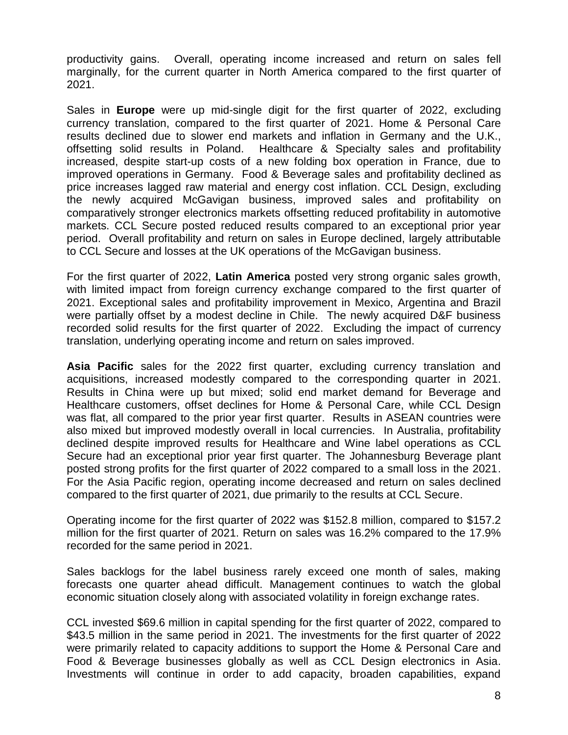productivity gains. Overall, operating income increased and return on sales fell marginally, for the current quarter in North America compared to the first quarter of 2021.

Sales in **Europe** were up mid-single digit for the first quarter of 2022, excluding currency translation, compared to the first quarter of 2021. Home & Personal Care results declined due to slower end markets and inflation in Germany and the U.K., offsetting solid results in Poland. Healthcare & Specialty sales and profitability increased, despite start-up costs of a new folding box operation in France, due to improved operations in Germany. Food & Beverage sales and profitability declined as price increases lagged raw material and energy cost inflation. CCL Design, excluding the newly acquired McGavigan business, improved sales and profitability on comparatively stronger electronics markets offsetting reduced profitability in automotive markets. CCL Secure posted reduced results compared to an exceptional prior year period. Overall profitability and return on sales in Europe declined, largely attributable to CCL Secure and losses at the UK operations of the McGavigan business.

For the first quarter of 2022, **Latin America** posted very strong organic sales growth, with limited impact from foreign currency exchange compared to the first quarter of 2021. Exceptional sales and profitability improvement in Mexico, Argentina and Brazil were partially offset by a modest decline in Chile. The newly acquired D&F business recorded solid results for the first quarter of 2022. Excluding the impact of currency translation, underlying operating income and return on sales improved.

**Asia Pacific** sales for the 2022 first quarter, excluding currency translation and acquisitions, increased modestly compared to the corresponding quarter in 2021. Results in China were up but mixed; solid end market demand for Beverage and Healthcare customers, offset declines for Home & Personal Care, while CCL Design was flat, all compared to the prior year first quarter. Results in ASEAN countries were also mixed but improved modestly overall in local currencies. In Australia, profitability declined despite improved results for Healthcare and Wine label operations as CCL Secure had an exceptional prior year first quarter. The Johannesburg Beverage plant posted strong profits for the first quarter of 2022 compared to a small loss in the 2021. For the Asia Pacific region, operating income decreased and return on sales declined compared to the first quarter of 2021, due primarily to the results at CCL Secure.

Operating income for the first quarter of 2022 was $152.8 million, compared to $157.2 million for the first quarter of 2021. Return on sales was 16.2% compared to the 17.9% recorded for the same period in 2021.

Sales backlogs for the label business rarely exceed one month of sales, making forecasts one quarter ahead difficult. Management continues to watch the global economic situation closely along with associated volatility in foreign exchange rates.

CCL invested $69.6 million in capital spending for the first quarter of 2022, compared to $43.5 million in the same period in 2021. The investments for the first quarter of 2022 were primarily related to capacity additions to support the Home & Personal Care and Food & Beverage businesses globally as well as CCL Design electronics in Asia. Investments will continue in order to add capacity, broaden capabilities, expand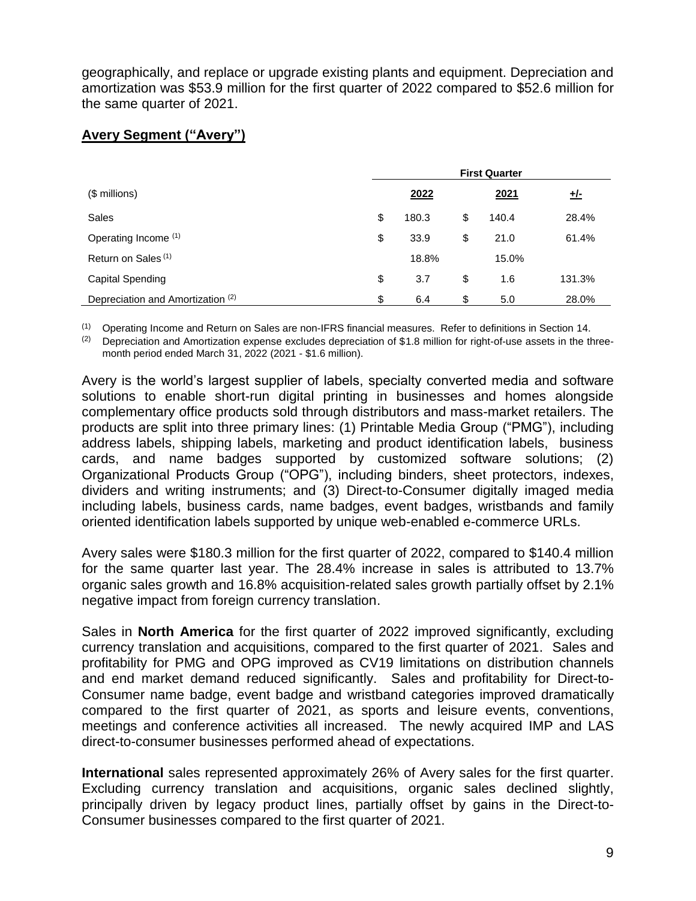geographically, and replace or upgrade existing plants and equipment. Depreciation and amortization was $53.9 million for the first quarter of 2022 compared to $52.6 million for the same quarter of 2021.

## Avery Segment ("Avery")

| | First Quarter | | |
|---|---|---|---|
| ($ millions) | 2022 | 2021 | +/- |
| Sales | $ 180.3 | $ 140.4 | 28.4% |
| Operating Income [(1)] | $ 33.9 | $ 21.0 | 61.4% |
| Return on Sales [(1)] | 18.8% | 15.0% | |
| Capital Spending | $ 3.7 | $ 1.6 | 131.3% |
| Depreciation and Amortization [(2)] | $ 6.4 | $ 5.0 | 28.0% |

(1) Operating Income and Return on Sales are non-IFRS financial measures. Refer to definitions in Section 14.

(2) Depreciation and Amortization expense excludes depreciation of $1.8 million for right-of-use assets in the three-month period ended March 31, 2022 (2021 - $1.6 million).

Avery is the world's largest supplier of labels, specialty converted media and software solutions to enable short-run digital printing in businesses and homes alongside complementary office products sold through distributors and mass-market retailers. The products are split into three primary lines: (1) Printable Media Group ("PMG"), including address labels, shipping labels, marketing and product identification labels, business cards, and name badges supported by customized software solutions; (2) Organizational Products Group ("OPG"), including binders, sheet protectors, indexes, dividers and writing instruments; and (3) Direct-to-Consumer digitally imaged media including labels, business cards, name badges, event badges, wristbands and family oriented identification labels supported by unique web-enabled e-commerce URLs.

Avery sales were $180.3 million for the first quarter of 2022, compared to $140.4 million for the same quarter last year. The 28.4% increase in sales is attributed to 13.7% organic sales growth and 16.8% acquisition-related sales growth partially offset by 2.1% negative impact from foreign currency translation.

Sales in **North America** for the first quarter of 2022 improved significantly, excluding currency translation and acquisitions, compared to the first quarter of 2021. Sales and profitability for PMG and OPG improved as CV19 limitations on distribution channels and end market demand reduced significantly. Sales and profitability for Direct-to-Consumer name badge, event badge and wristband categories improved dramatically compared to the first quarter of 2021, as sports and leisure events, conventions, meetings and conference activities all increased. The newly acquired IMP and LAS direct-to-consumer businesses performed ahead of expectations.

**International** sales represented approximately 26% of Avery sales for the first quarter. Excluding currency translation and acquisitions, organic sales declined slightly, principally driven by legacy product lines, partially offset by gains in the Direct-to-Consumer businesses compared to the first quarter of 2021.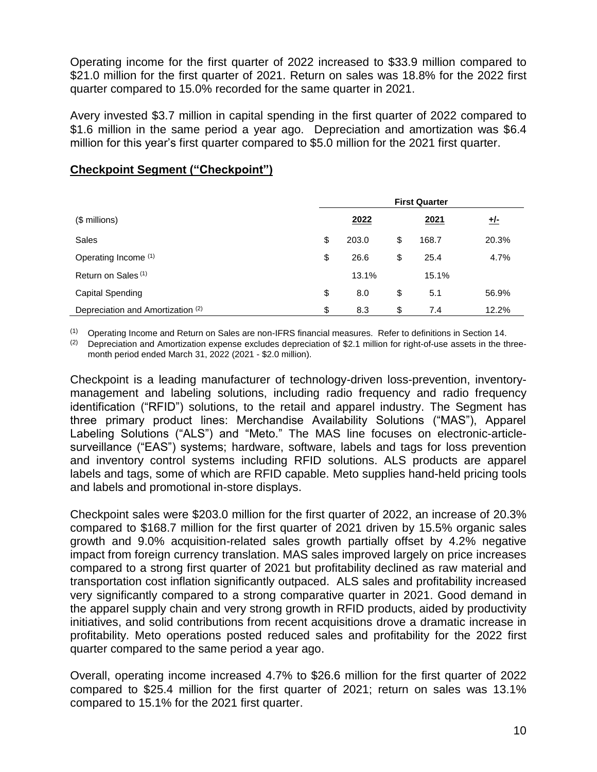Operating income for the first quarter of 2022 increased to $33.9 million compared to $21.0 million for the first quarter of 2021. Return on sales was 18.8% for the 2022 first quarter compared to 15.0% recorded for the same quarter in 2021.

Avery invested $3.7 million in capital spending in the first quarter of 2022 compared to $1.6 million in the same period a year ago. Depreciation and amortization was $6.4 million for this year's first quarter compared to $5.0 million for the 2021 first quarter.

## **Checkpoint Segment ("Checkpoint")**

| ($ millions) | First Quarter | | |
|---|---|---|---|
| | 2022 | 2021 | +/- |
| Sales | $ 203.0 | $ 168.7 | 20.3% |
| Operating Income [(1)] | $ 26.6 | $ 25.4 | 4.7% |
| Return on Sales [(1)] | 13.1% | 15.1% | |
| Capital Spending | $ 8.0 | $ 5.1 | 56.9% |
| Depreciation and Amortization [(2)] | $ 8.3 | $ 7.4 | 12.2% |

(1) Operating Income and Return on Sales are non-IFRS financial measures. Refer to definitions in Section 14.

(2) Depreciation and Amortization expense excludes depreciation of $2.1 million for right-of-use assets in the three-month period ended March 31, 2022 (2021 - $2.0 million).

Checkpoint is a leading manufacturer of technology-driven loss-prevention, inventory-management and labeling solutions, including radio frequency and radio frequency identification ("RFID") solutions, to the retail and apparel industry. The Segment has three primary product lines: Merchandise Availability Solutions ("MAS"), Apparel Labeling Solutions ("ALS") and "Meto." The MAS line focuses on electronic-article-surveillance ("EAS") systems; hardware, software, labels and tags for loss prevention and inventory control systems including RFID solutions. ALS products are apparel labels and tags, some of which are RFID capable. Meto supplies hand-held pricing tools and labels and promotional in-store displays.

Checkpoint sales were $203.0 million for the first quarter of 2022, an increase of 20.3% compared to $168.7 million for the first quarter of 2021 driven by 15.5% organic sales growth and 9.0% acquisition-related sales growth partially offset by 4.2% negative impact from foreign currency translation. MAS sales improved largely on price increases compared to a strong first quarter of 2021 but profitability declined as raw material and transportation cost inflation significantly outpaced. ALS sales and profitability increased very significantly compared to a strong comparative quarter in 2021. Good demand in the apparel supply chain and very strong growth in RFID products, aided by productivity initiatives, and solid contributions from recent acquisitions drove a dramatic increase in profitability. Meto operations posted reduced sales and profitability for the 2022 first quarter compared to the same period a year ago.

Overall, operating income increased 4.7% to $26.6 million for the first quarter of 2022 compared to $25.4 million for the first quarter of 2021; return on sales was 13.1% compared to 15.1% for the 2021 first quarter.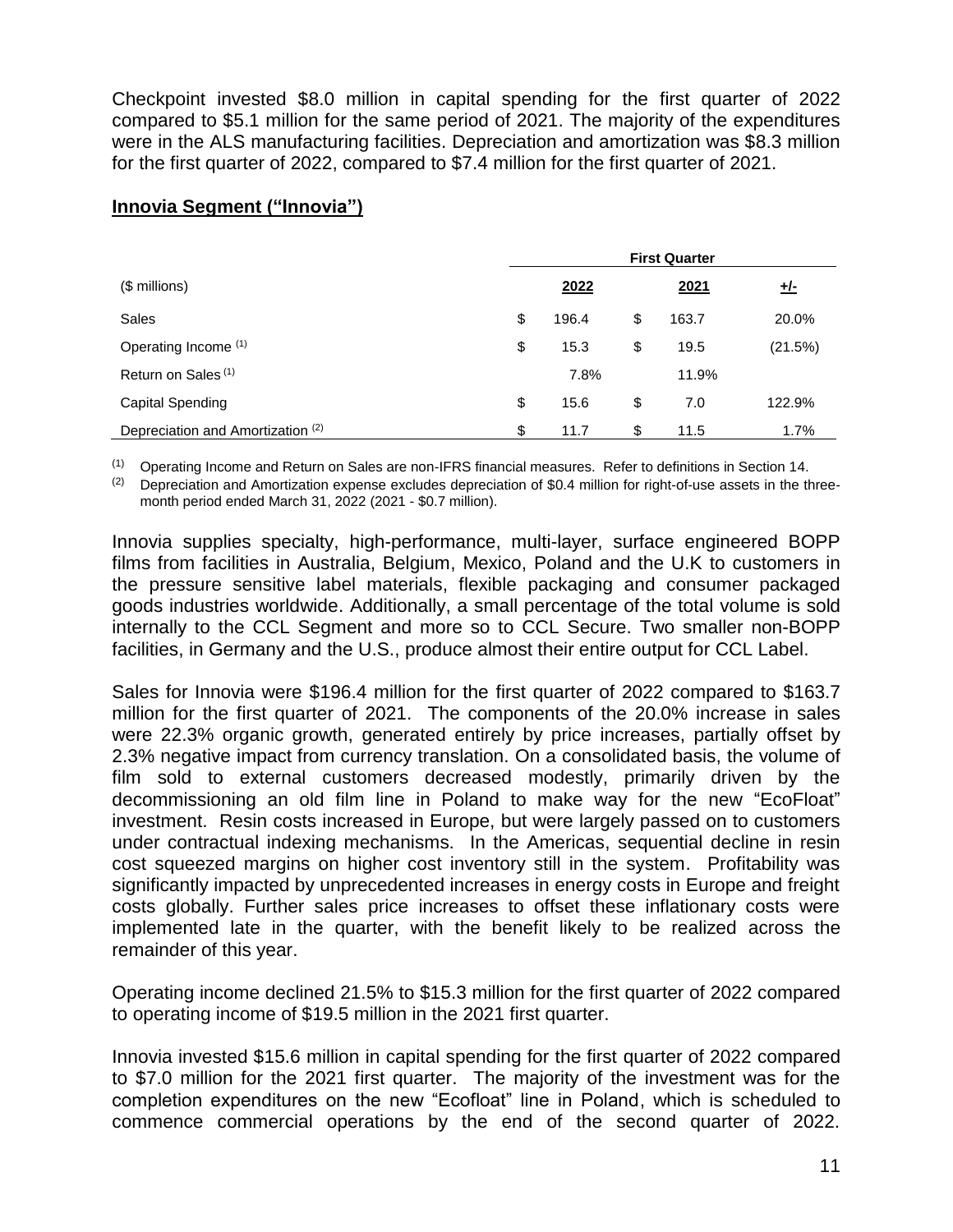Checkpoint invested $8.0 million in capital spending for the first quarter of 2022 compared to $5.1 million for the same period of 2021. The majority of the expenditures were in the ALS manufacturing facilities. Depreciation and amortization was $8.3 million for the first quarter of 2022, compared to $7.4 million for the first quarter of 2021.

## Innovia Segment ("Innovia")

| | First Quarter | | |
|---|---|---|---|
| ($ millions) | 2022 | 2021 | +/- |
| Sales | $ 196.4 | $ 163.7 | 20.0% |
| Operating Income [(1)] | $ 15.3 | $ 19.5 | (21.5%) |
| Return on Sales [(1)] | 7.8% | 11.9% | |
| Capital Spending | $ 15.6 | $ 7.0 | 122.9% |
| Depreciation and Amortization [(2)] | $ 11.7 | $ 11.5 | 1.7% |

(1) Operating Income and Return on Sales are non-IFRS financial measures. Refer to definitions in Section 14.

(2) Depreciation and Amortization expense excludes depreciation of $0.4 million for right-of-use assets in the three-month period ended March 31, 2022 (2021 - $0.7 million).

Innovia supplies specialty, high-performance, multi-layer, surface engineered BOPP films from facilities in Australia, Belgium, Mexico, Poland and the U.K to customers in the pressure sensitive label materials, flexible packaging and consumer packaged goods industries worldwide. Additionally, a small percentage of the total volume is sold internally to the CCL Segment and more so to CCL Secure. Two smaller non-BOPP facilities, in Germany and the U.S., produce almost their entire output for CCL Label.

Sales for Innovia were $196.4 million for the first quarter of 2022 compared to $163.7 million for the first quarter of 2021. The components of the 20.0% increase in sales were 22.3% organic growth, generated entirely by price increases, partially offset by 2.3% negative impact from currency translation. On a consolidated basis, the volume of film sold to external customers decreased modestly, primarily driven by the decommissioning an old film line in Poland to make way for the new "EcoFloat" investment. Resin costs increased in Europe, but were largely passed on to customers under contractual indexing mechanisms. In the Americas, sequential decline in resin cost squeezed margins on higher cost inventory still in the system. Profitability was significantly impacted by unprecedented increases in energy costs in Europe and freight costs globally. Further sales price increases to offset these inflationary costs were implemented late in the quarter, with the benefit likely to be realized across the remainder of this year.

Operating income declined 21.5% to $15.3 million for the first quarter of 2022 compared to operating income of $19.5 million in the 2021 first quarter.

Innovia invested $15.6 million in capital spending for the first quarter of 2022 compared to $7.0 million for the 2021 first quarter. The majority of the investment was for the completion expenditures on the new "Ecofloat" line in Poland, which is scheduled to commence commercial operations by the end of the second quarter of 2022.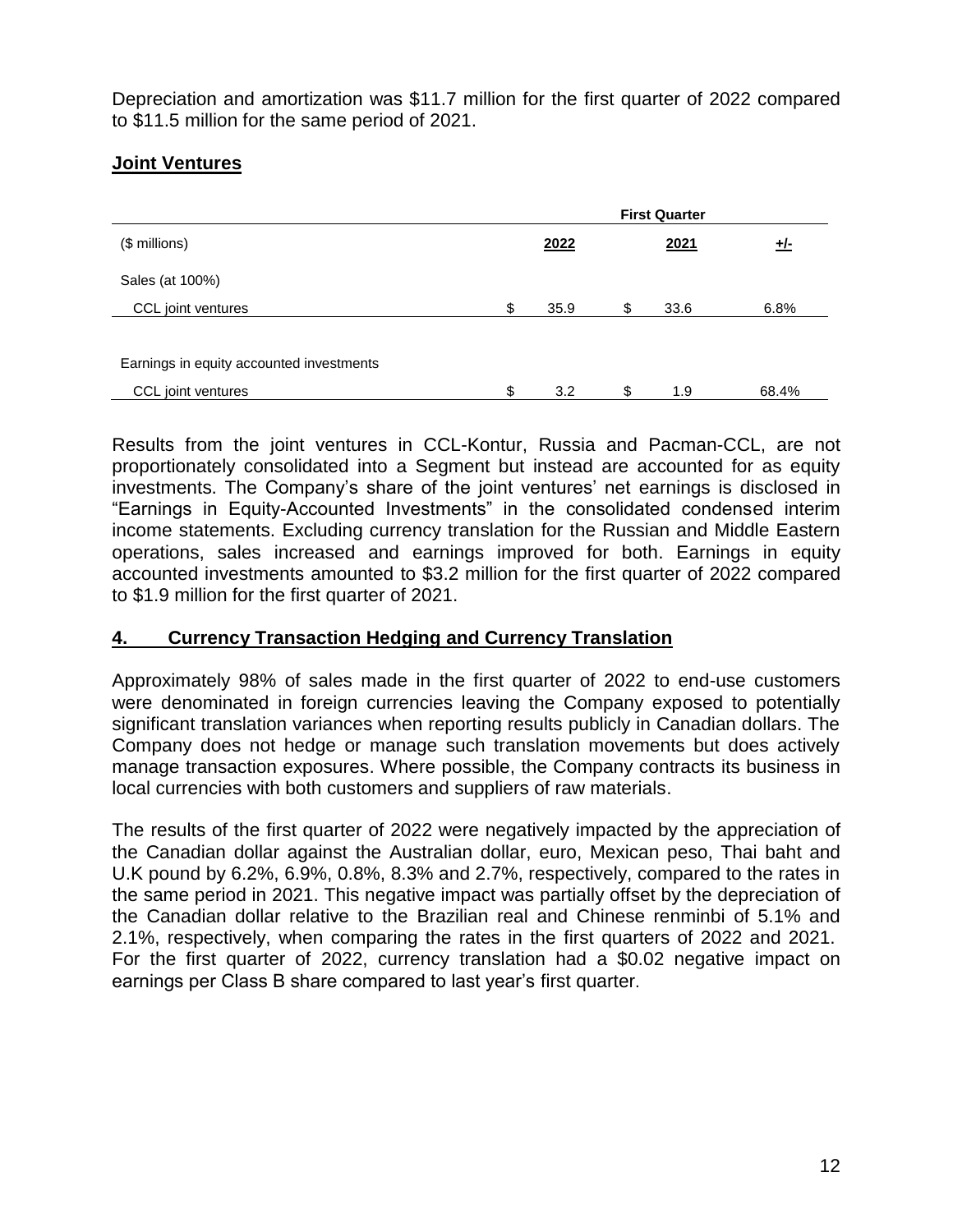Depreciation and amortization was $11.7 million for the first quarter of 2022 compared to $11.5 million for the same period of 2021.

## Joint Ventures

| | First Quarter | | |
|---|---|---|---|
| ($ millions) | 2022 | 2021 | +/- |
| Sales (at 100%) | | | |
| CCL joint ventures | $ 35.9 | $ 33.6 | 6.8% |
| | | | |
| Earnings in equity accounted investments | | | |
| CCL joint ventures | $ 3.2 | $ 1.9 | 68.4% |

Results from the joint ventures in CCL-Kontur, Russia and Pacman-CCL, are not proportionately consolidated into a Segment but instead are accounted for as equity investments. The Company's share of the joint ventures' net earnings is disclosed in "Earnings in Equity-Accounted Investments" in the consolidated condensed interim income statements. Excluding currency translation for the Russian and Middle Eastern operations, sales increased and earnings improved for both. Earnings in equity accounted investments amounted to $3.2 million for the first quarter of 2022 compared to $1.9 million for the first quarter of 2021.

## 4. Currency Transaction Hedging and Currency Translation

Approximately 98% of sales made in the first quarter of 2022 to end-use customers were denominated in foreign currencies leaving the Company exposed to potentially significant translation variances when reporting results publicly in Canadian dollars. The Company does not hedge or manage such translation movements but does actively manage transaction exposures. Where possible, the Company contracts its business in local currencies with both customers and suppliers of raw materials.

The results of the first quarter of 2022 were negatively impacted by the appreciation of the Canadian dollar against the Australian dollar, euro, Mexican peso, Thai baht and U.K pound by 6.2%, 6.9%, 0.8%, 8.3% and 2.7%, respectively, compared to the rates in the same period in 2021. This negative impact was partially offset by the depreciation of the Canadian dollar relative to the Brazilian real and Chinese renminbi of 5.1% and 2.1%, respectively, when comparing the rates in the first quarters of 2022 and 2021. For the first quarter of 2022, currency translation had a $0.02 negative impact on earnings per Class B share compared to last year's first quarter.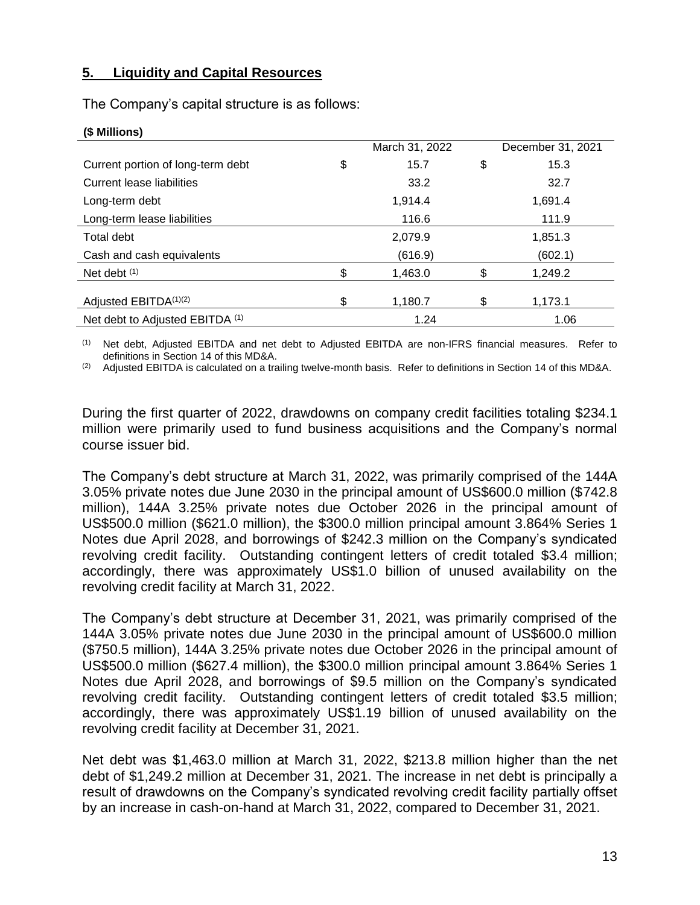## 5. Liquidity and Capital Resources

The Company's capital structure is as follows:

**($ Millions)**

| | March 31, 2022 | December 31, 2021 |
|---|---|---|
| Current portion of long-term debt | $ 15.7 | $ 15.3 |
| Current lease liabilities | 33.2 | 32.7 |
| Long-term debt | 1,914.4 | 1,691.4 |
| Long-term lease liabilities | 116.6 | 111.9 |
| Total debt | 2,079.9 | 1,851.3 |
| Cash and cash equivalents | (616.9) | (602.1) |
| Net debt [(1)] | $ 1,463.0 | $ 1,249.2 |
| Adjusted EBITDA[(1)(2)] | $ 1,180.7 | $ 1,173.1 |
| Net debt to Adjusted EBITDA [(1)] | 1.24 | 1.06 |

(1) Net debt, Adjusted EBITDA and net debt to Adjusted EBITDA are non-IFRS financial measures. Refer to definitions in Section 14 of this MD&A.

(2) Adjusted EBITDA is calculated on a trailing twelve-month basis. Refer to definitions in Section 14 of this MD&A.

During the first quarter of 2022, drawdowns on company credit facilities totaling $234.1 million were primarily used to fund business acquisitions and the Company's normal course issuer bid.

The Company's debt structure at March 31, 2022, was primarily comprised of the 144A 3.05% private notes due June 2030 in the principal amount of US$600.0 million ($742.8 million), 144A 3.25% private notes due October 2026 in the principal amount of US$500.0 million ($621.0 million), the $300.0 million principal amount 3.864% Series 1 Notes due April 2028, and borrowings of $242.3 million on the Company's syndicated revolving credit facility. Outstanding contingent letters of credit totaled $3.4 million; accordingly, there was approximately US$1.0 billion of unused availability on the revolving credit facility at March 31, 2022.

The Company's debt structure at December 31, 2021, was primarily comprised of the 144A 3.05% private notes due June 2030 in the principal amount of US$600.0 million ($750.5 million), 144A 3.25% private notes due October 2026 in the principal amount of US$500.0 million ($627.4 million), the $300.0 million principal amount 3.864% Series 1 Notes due April 2028, and borrowings of $9.5 million on the Company's syndicated revolving credit facility. Outstanding contingent letters of credit totaled $3.5 million; accordingly, there was approximately US$1.19 billion of unused availability on the revolving credit facility at December 31, 2021.

Net debt was $1,463.0 million at March 31, 2022, $213.8 million higher than the net debt of $1,249.2 million at December 31, 2021. The increase in net debt is principally a result of drawdowns on the Company's syndicated revolving credit facility partially offset by an increase in cash-on-hand at March 31, 2022, compared to December 31, 2021.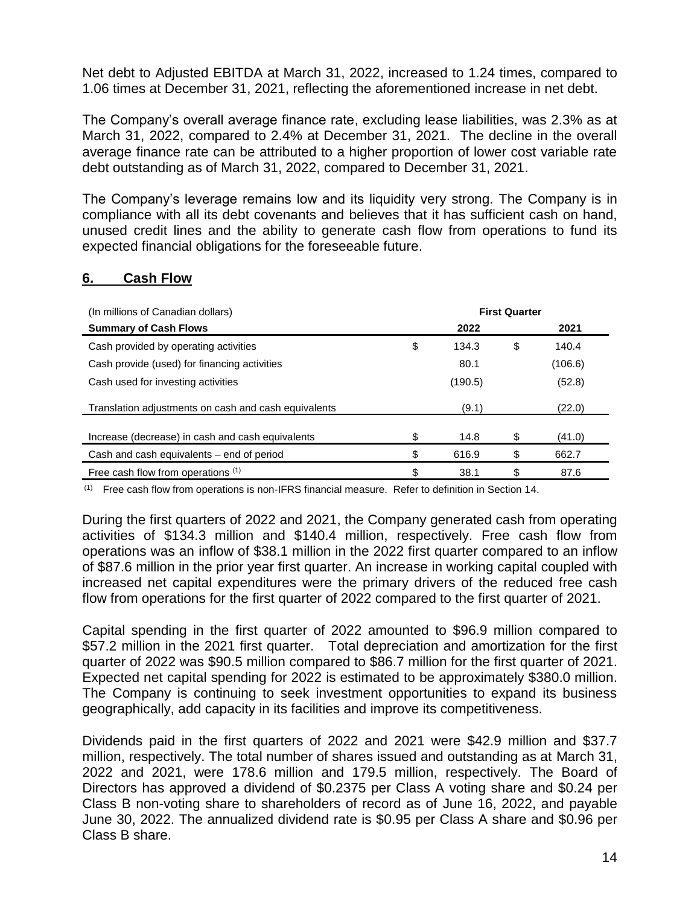Net debt to Adjusted EBITDA at March 31, 2022, increased to 1.24 times, compared to 1.06 times at December 31, 2021, reflecting the aforementioned increase in net debt.

The Company's overall average finance rate, excluding lease liabilities, was 2.3% as at March 31, 2022, compared to 2.4% at December 31, 2021. The decline in the overall average finance rate can be attributed to a higher proportion of lower cost variable rate debt outstanding as of March 31, 2022, compared to December 31, 2021.

The Company's leverage remains low and its liquidity very strong. The Company is in compliance with all its debt covenants and believes that it has sufficient cash on hand, unused credit lines and the ability to generate cash flow from operations to fund its expected financial obligations for the foreseeable future.

## 6. Cash Flow

| (In millions of Canadian dollars) | First Quarter | |
|---|---|---|
| **Summary of Cash Flows** | **2022** | **2021** |
| Cash provided by operating activities | $ 134.3 | $ 140.4 |
| Cash provide (used) for financing activities | 80.1 | (106.6) |
| Cash used for investing activities | (190.5) | (52.8) |
| Translation adjustments on cash and cash equivalents | (9.1) | (22.0) |
| Increase (decrease) in cash and cash equivalents | $ 14.8 | $ (41.0) |
| Cash and cash equivalents – end of period | $ 616.9 | $ 662.7 |
| Free cash flow from operations [1] | $ 38.1 | $ 87.6 |

[1] Free cash flow from operations is non-IFRS financial measure. Refer to definition in Section 14.

During the first quarters of 2022 and 2021, the Company generated cash from operating activities of $134.3 million and $140.4 million, respectively. Free cash flow from operations was an inflow of $38.1 million in the 2022 first quarter compared to an inflow of $87.6 million in the prior year first quarter. An increase in working capital coupled with increased net capital expenditures were the primary drivers of the reduced free cash flow from operations for the first quarter of 2022 compared to the first quarter of 2021.

Capital spending in the first quarter of 2022 amounted to $96.9 million compared to $57.2 million in the 2021 first quarter. Total depreciation and amortization for the first quarter of 2022 was $90.5 million compared to $86.7 million for the first quarter of 2021. Expected net capital spending for 2022 is estimated to be approximately $380.0 million. The Company is continuing to seek investment opportunities to expand its business geographically, add capacity in its facilities and improve its competitiveness.

Dividends paid in the first quarters of 2022 and 2021 were $42.9 million and $37.7 million, respectively. The total number of shares issued and outstanding as at March 31, 2022 and 2021, were 178.6 million and 179.5 million, respectively. The Board of Directors has approved a dividend of $0.2375 per Class A voting share and $0.24 per Class B non-voting share to shareholders of record as of June 16, 2022, and payable June 30, 2022. The annualized dividend rate is $0.95 per Class A share and $0.96 per Class B share.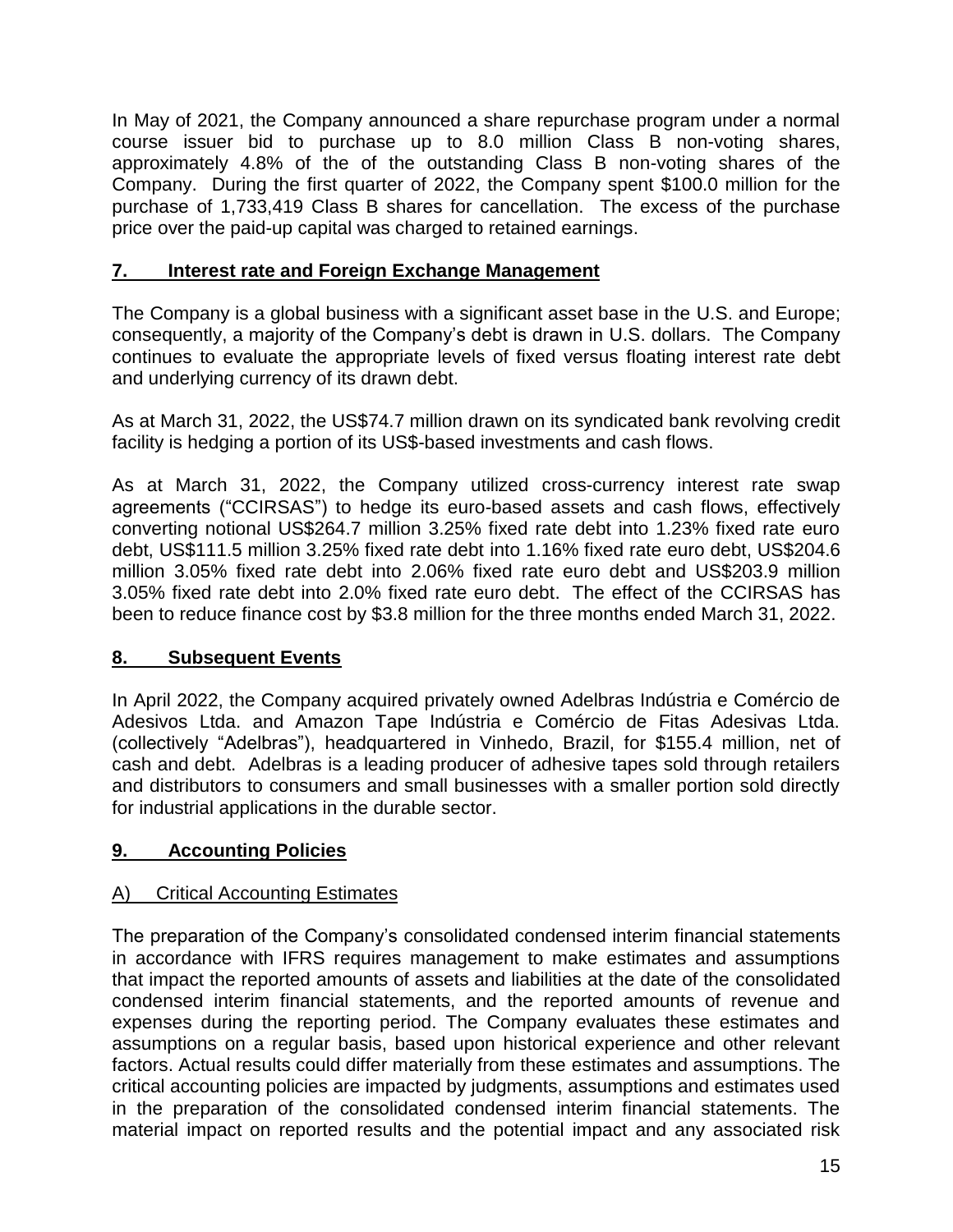In May of 2021, the Company announced a share repurchase program under a normal course issuer bid to purchase up to 8.0 million Class B non-voting shares, approximately 4.8% of the of the outstanding Class B non-voting shares of the Company. During the first quarter of 2022, the Company spent \$100.0 million for the purchase of 1,733,419 Class B shares for cancellation. The excess of the purchase price over the paid-up capital was charged to retained earnings.

## 7. Interest rate and Foreign Exchange Management

The Company is a global business with a significant asset base in the U.S. and Europe; consequently, a majority of the Company's debt is drawn in U.S. dollars. The Company continues to evaluate the appropriate levels of fixed versus floating interest rate debt and underlying currency of its drawn debt.

As at March 31, 2022, the US\$74.7 million drawn on its syndicated bank revolving credit facility is hedging a portion of its US\$-based investments and cash flows.

As at March 31, 2022, the Company utilized cross-currency interest rate swap agreements ("CCIRSAS") to hedge its euro-based assets and cash flows, effectively converting notional US\$264.7 million 3.25% fixed rate debt into 1.23% fixed rate euro debt, US\$111.5 million 3.25% fixed rate debt into 1.16% fixed rate euro debt, US\$204.6 million 3.05% fixed rate debt into 2.06% fixed rate euro debt and US\$203.9 million 3.05% fixed rate debt into 2.0% fixed rate euro debt. The effect of the CCIRSAS has been to reduce finance cost by \$3.8 million for the three months ended March 31, 2022.

## 8. Subsequent Events

In April 2022, the Company acquired privately owned Adelbras Indústria e Comércio de Adesivos Ltda. and Amazon Tape Indústria e Comércio de Fitas Adesivas Ltda. (collectively "Adelbras"), headquartered in Vinhedo, Brazil, for \$155.4 million, net of cash and debt. Adelbras is a leading producer of adhesive tapes sold through retailers and distributors to consumers and small businesses with a smaller portion sold directly for industrial applications in the durable sector.

## 9. Accounting Policies

### A) Critical Accounting Estimates

The preparation of the Company's consolidated condensed interim financial statements in accordance with IFRS requires management to make estimates and assumptions that impact the reported amounts of assets and liabilities at the date of the consolidated condensed interim financial statements, and the reported amounts of revenue and expenses during the reporting period. The Company evaluates these estimates and assumptions on a regular basis, based upon historical experience and other relevant factors. Actual results could differ materially from these estimates and assumptions. The critical accounting policies are impacted by judgments, assumptions and estimates used in the preparation of the consolidated condensed interim financial statements. The material impact on reported results and the potential impact and any associated risk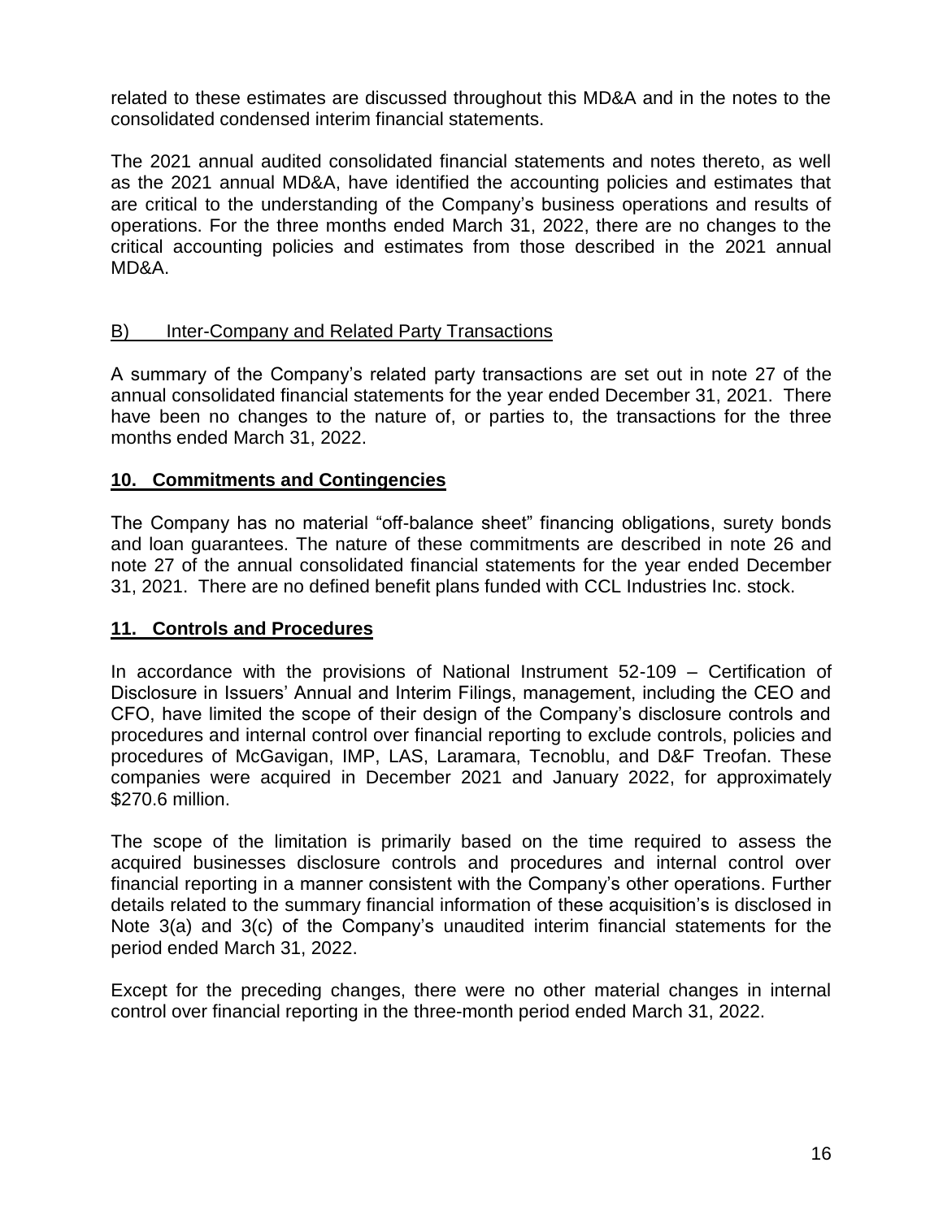related to these estimates are discussed throughout this MD&A and in the notes to the consolidated condensed interim financial statements.

The 2021 annual audited consolidated financial statements and notes thereto, as well as the 2021 annual MD&A, have identified the accounting policies and estimates that are critical to the understanding of the Company's business operations and results of operations. For the three months ended March 31, 2022, there are no changes to the critical accounting policies and estimates from those described in the 2021 annual MD&A.

### B) Inter-Company and Related Party Transactions

A summary of the Company's related party transactions are set out in note 27 of the annual consolidated financial statements for the year ended December 31, 2021. There have been no changes to the nature of, or parties to, the transactions for the three months ended March 31, 2022.

## 10. Commitments and Contingencies

The Company has no material "off-balance sheet" financing obligations, surety bonds and loan guarantees. The nature of these commitments are described in note 26 and note 27 of the annual consolidated financial statements for the year ended December 31, 2021. There are no defined benefit plans funded with CCL Industries Inc. stock.

## 11. Controls and Procedures

In accordance with the provisions of National Instrument 52-109 – Certification of Disclosure in Issuers' Annual and Interim Filings, management, including the CEO and CFO, have limited the scope of their design of the Company's disclosure controls and procedures and internal control over financial reporting to exclude controls, policies and procedures of McGavigan, IMP, LAS, Laramara, Tecnoblu, and D&F Treofan. These companies were acquired in December 2021 and January 2022, for approximately $270.6 million.

The scope of the limitation is primarily based on the time required to assess the acquired businesses disclosure controls and procedures and internal control over financial reporting in a manner consistent with the Company's other operations. Further details related to the summary financial information of these acquisition's is disclosed in Note 3(a) and 3(c) of the Company's unaudited interim financial statements for the period ended March 31, 2022.

Except for the preceding changes, there were no other material changes in internal control over financial reporting in the three-month period ended March 31, 2022.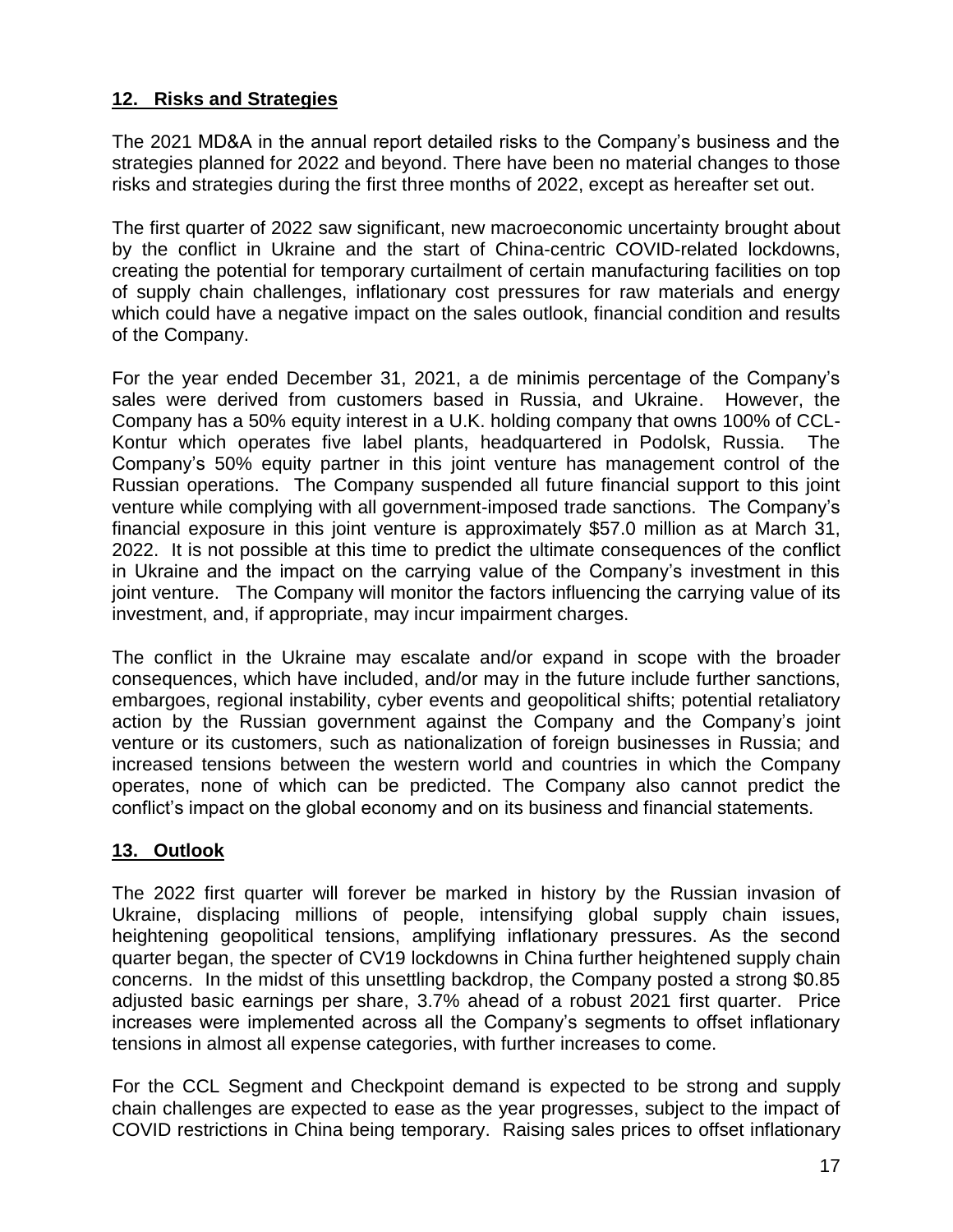## **12. Risks and Strategies**

The 2021 MD&A in the annual report detailed risks to the Company's business and the strategies planned for 2022 and beyond. There have been no material changes to those risks and strategies during the first three months of 2022, except as hereafter set out.

The first quarter of 2022 saw significant, new macroeconomic uncertainty brought about by the conflict in Ukraine and the start of China-centric COVID-related lockdowns, creating the potential for temporary curtailment of certain manufacturing facilities on top of supply chain challenges, inflationary cost pressures for raw materials and energy which could have a negative impact on the sales outlook, financial condition and results of the Company.

For the year ended December 31, 2021, a de minimis percentage of the Company's sales were derived from customers based in Russia, and Ukraine. However, the Company has a 50% equity interest in a U.K. holding company that owns 100% of CCL-Kontur which operates five label plants, headquartered in Podolsk, Russia. The Company's 50% equity partner in this joint venture has management control of the Russian operations. The Company suspended all future financial support to this joint venture while complying with all government-imposed trade sanctions. The Company's financial exposure in this joint venture is approximately $57.0 million as at March 31, 2022. It is not possible at this time to predict the ultimate consequences of the conflict in Ukraine and the impact on the carrying value of the Company's investment in this joint venture. The Company will monitor the factors influencing the carrying value of its investment, and, if appropriate, may incur impairment charges.

The conflict in the Ukraine may escalate and/or expand in scope with the broader consequences, which have included, and/or may in the future include further sanctions, embargoes, regional instability, cyber events and geopolitical shifts; potential retaliatory action by the Russian government against the Company and the Company's joint venture or its customers, such as nationalization of foreign businesses in Russia; and increased tensions between the western world and countries in which the Company operates, none of which can be predicted. The Company also cannot predict the conflict's impact on the global economy and on its business and financial statements.

## **13. Outlook**

The 2022 first quarter will forever be marked in history by the Russian invasion of Ukraine, displacing millions of people, intensifying global supply chain issues, heightening geopolitical tensions, amplifying inflationary pressures. As the second quarter began, the specter of CV19 lockdowns in China further heightened supply chain concerns. In the midst of this unsettling backdrop, the Company posted a strong $0.85 adjusted basic earnings per share, 3.7% ahead of a robust 2021 first quarter. Price increases were implemented across all the Company's segments to offset inflationary tensions in almost all expense categories, with further increases to come.

For the CCL Segment and Checkpoint demand is expected to be strong and supply chain challenges are expected to ease as the year progresses, subject to the impact of COVID restrictions in China being temporary. Raising sales prices to offset inflationary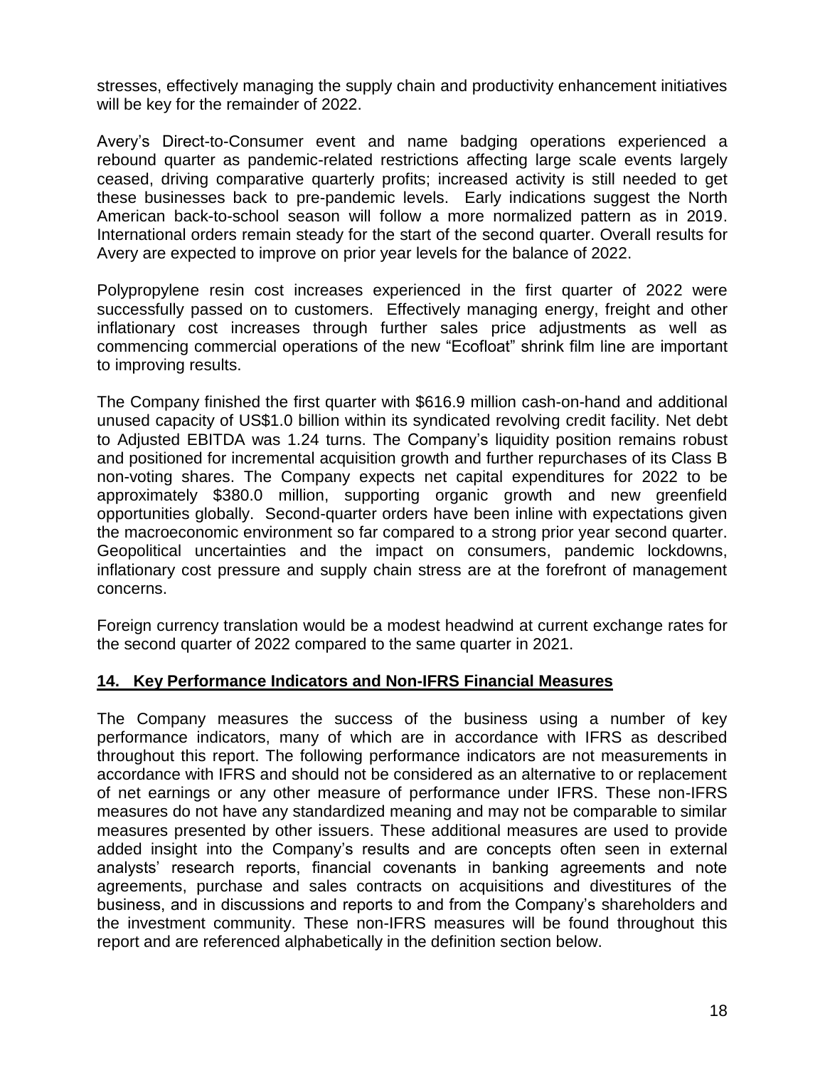stresses, effectively managing the supply chain and productivity enhancement initiatives will be key for the remainder of 2022.

Avery's Direct-to-Consumer event and name badging operations experienced a rebound quarter as pandemic-related restrictions affecting large scale events largely ceased, driving comparative quarterly profits; increased activity is still needed to get these businesses back to pre-pandemic levels. Early indications suggest the North American back-to-school season will follow a more normalized pattern as in 2019. International orders remain steady for the start of the second quarter. Overall results for Avery are expected to improve on prior year levels for the balance of 2022.

Polypropylene resin cost increases experienced in the first quarter of 2022 were successfully passed on to customers. Effectively managing energy, freight and other inflationary cost increases through further sales price adjustments as well as commencing commercial operations of the new "Ecofloat" shrink film line are important to improving results.

The Company finished the first quarter with $616.9 million cash-on-hand and additional unused capacity of US$1.0 billion within its syndicated revolving credit facility. Net debt to Adjusted EBITDA was 1.24 turns. The Company's liquidity position remains robust and positioned for incremental acquisition growth and further repurchases of its Class B non-voting shares. The Company expects net capital expenditures for 2022 to be approximately $380.0 million, supporting organic growth and new greenfield opportunities globally. Second-quarter orders have been inline with expectations given the macroeconomic environment so far compared to a strong prior year second quarter. Geopolitical uncertainties and the impact on consumers, pandemic lockdowns, inflationary cost pressure and supply chain stress are at the forefront of management concerns.

Foreign currency translation would be a modest headwind at current exchange rates for the second quarter of 2022 compared to the same quarter in 2021.

## 14. Key Performance Indicators and Non-IFRS Financial Measures

The Company measures the success of the business using a number of key performance indicators, many of which are in accordance with IFRS as described throughout this report. The following performance indicators are not measurements in accordance with IFRS and should not be considered as an alternative to or replacement of net earnings or any other measure of performance under IFRS. These non-IFRS measures do not have any standardized meaning and may not be comparable to similar measures presented by other issuers. These additional measures are used to provide added insight into the Company's results and are concepts often seen in external analysts' research reports, financial covenants in banking agreements and note agreements, purchase and sales contracts on acquisitions and divestitures of the business, and in discussions and reports to and from the Company's shareholders and the investment community. These non-IFRS measures will be found throughout this report and are referenced alphabetically in the definition section below.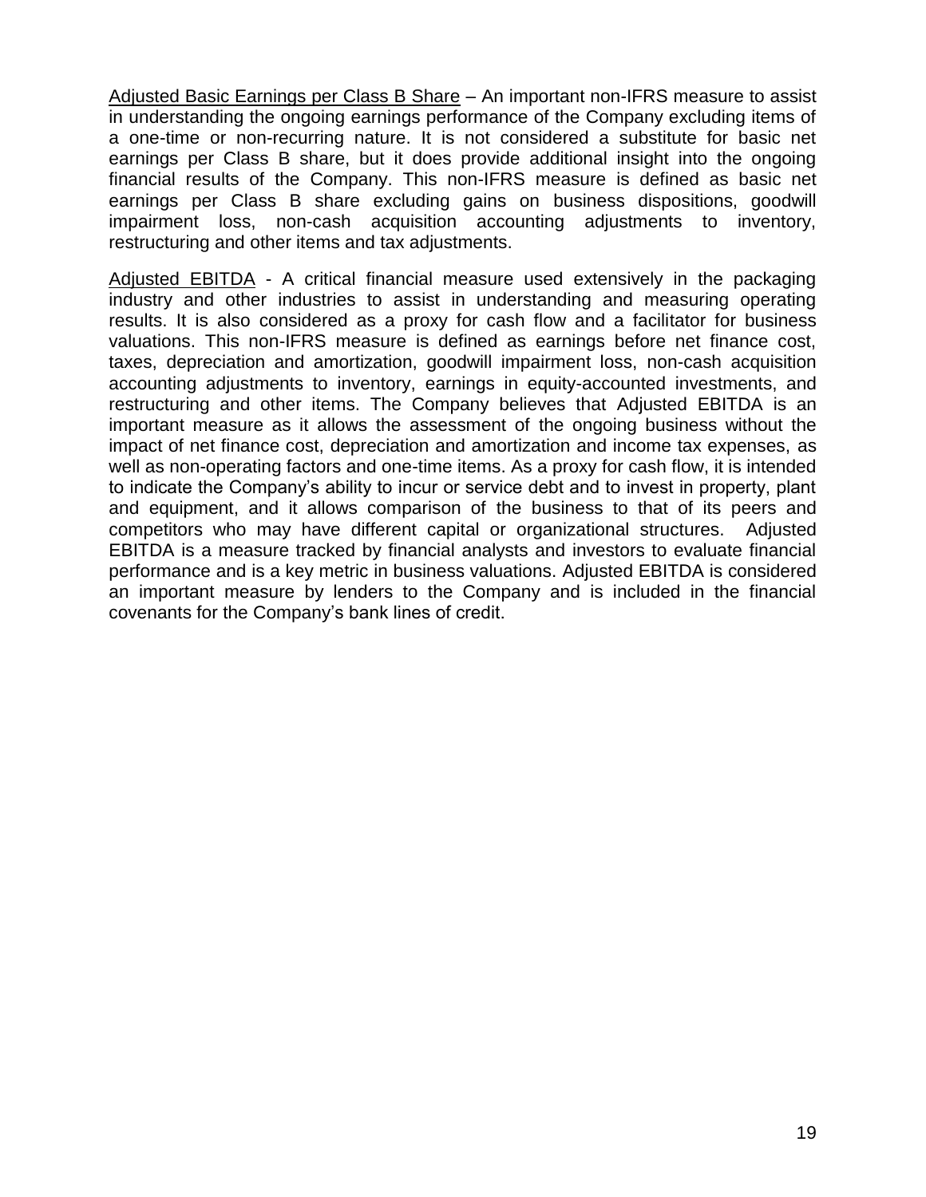<u>Adjusted Basic Earnings per Class B Share</u> – An important non-IFRS measure to assist in understanding the ongoing earnings performance of the Company excluding items of a one-time or non-recurring nature. It is not considered a substitute for basic net earnings per Class B share, but it does provide additional insight into the ongoing financial results of the Company. This non-IFRS measure is defined as basic net earnings per Class B share excluding gains on business dispositions, goodwill impairment loss, non-cash acquisition accounting adjustments to inventory, restructuring and other items and tax adjustments.

<u>Adjusted EBITDA</u> - A critical financial measure used extensively in the packaging industry and other industries to assist in understanding and measuring operating results. It is also considered as a proxy for cash flow and a facilitator for business valuations. This non-IFRS measure is defined as earnings before net finance cost, taxes, depreciation and amortization, goodwill impairment loss, non-cash acquisition accounting adjustments to inventory, earnings in equity-accounted investments, and restructuring and other items. The Company believes that Adjusted EBITDA is an important measure as it allows the assessment of the ongoing business without the impact of net finance cost, depreciation and amortization and income tax expenses, as well as non-operating factors and one-time items. As a proxy for cash flow, it is intended to indicate the Company's ability to incur or service debt and to invest in property, plant and equipment, and it allows comparison of the business to that of its peers and competitors who may have different capital or organizational structures. Adjusted EBITDA is a measure tracked by financial analysts and investors to evaluate financial performance and is a key metric in business valuations. Adjusted EBITDA is considered an important measure by lenders to the Company and is included in the financial covenants for the Company's bank lines of credit.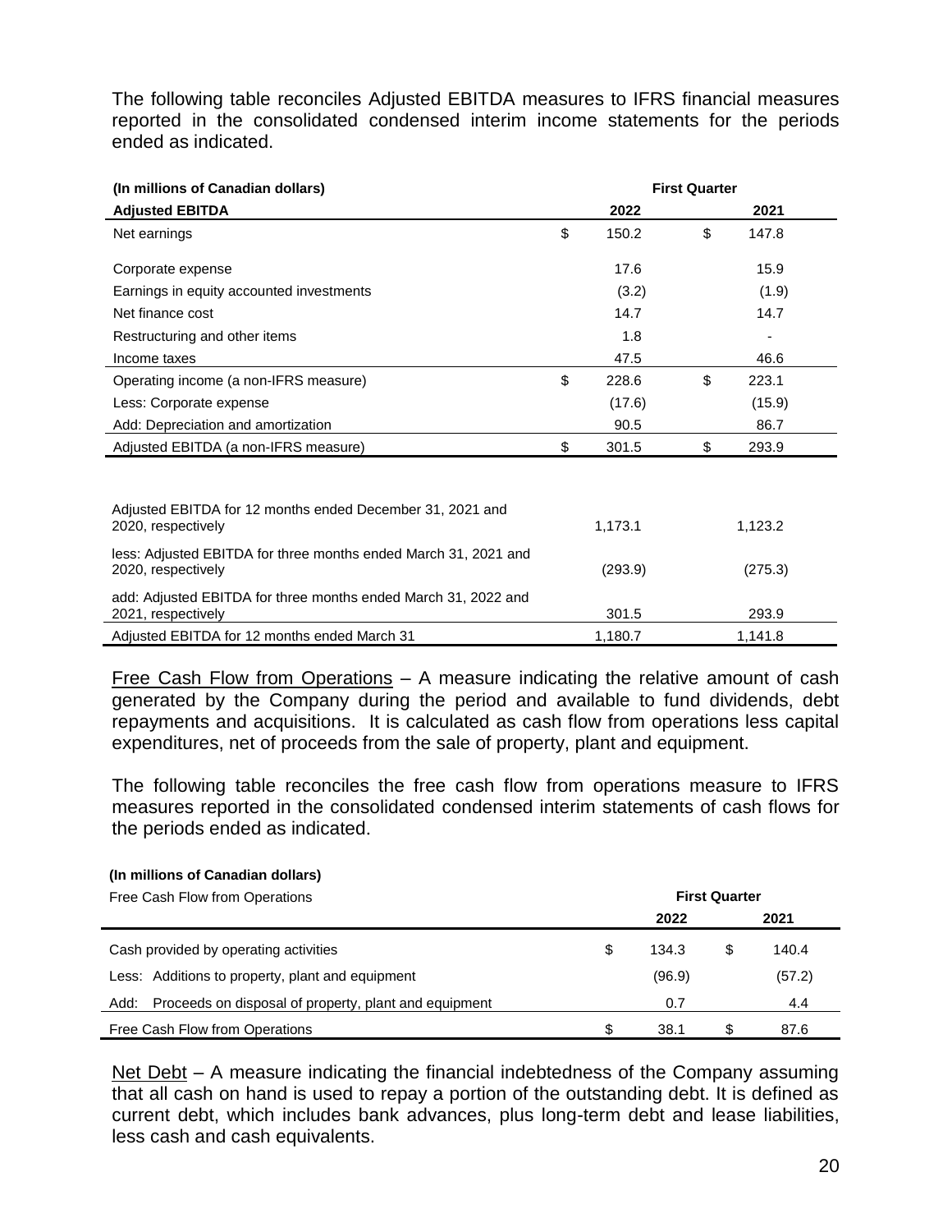The following table reconciles Adjusted EBITDA measures to IFRS financial measures reported in the consolidated condensed interim income statements for the periods ended as indicated.

| (In millions of Canadian dollars) | First Quarter | |
|---|---|---|
| **Adjusted EBITDA** | **2022** | **2021** |
| Net earnings | $ 150.2 | $ 147.8 |
| Corporate expense | 17.6 | 15.9 |
| Earnings in equity accounted investments | (3.2) | (1.9) |
| Net finance cost | 14.7 | 14.7 |
| Restructuring and other items | 1.8 | - |
| Income taxes | 47.5 | 46.6 |
| Operating income (a non-IFRS measure) | $ 228.6 | $ 223.1 |
| Less: Corporate expense | (17.6) | (15.9) |
| Add: Depreciation and amortization | 90.5 | 86.7 |
| Adjusted EBITDA (a non-IFRS measure) | $ 301.5 | $ 293.9 |
| | | |
| Adjusted EBITDA for 12 months ended December 31, 2021 and 2020, respectively | 1,173.1 | 1,123.2 |
| less: Adjusted EBITDA for three months ended March 31, 2021 and 2020, respectively | (293.9) | (275.3) |
| add: Adjusted EBITDA for three months ended March 31, 2022 and 2021, respectively | 301.5 | 293.9 |
| Adjusted EBITDA for 12 months ended March 31 | 1,180.7 | 1,141.8 |

<u>Free Cash Flow from Operations</u> – A measure indicating the relative amount of cash generated by the Company during the period and available to fund dividends, debt repayments and acquisitions. It is calculated as cash flow from operations less capital expenditures, net of proceeds from the sale of property, plant and equipment.

The following table reconciles the free cash flow from operations measure to IFRS measures reported in the consolidated condensed interim statements of cash flows for the periods ended as indicated.

| (In millions of Canadian dollars) | | |
|---|---|---|
| Free Cash Flow from Operations | First Quarter | |
| | **2022** | **2021** |
| Cash provided by operating activities | $ 134.3 | $ 140.4 |
| Less: Additions to property, plant and equipment | (96.9) | (57.2) |
| Add: Proceeds on disposal of property, plant and equipment | 0.7 | 4.4 |
| Free Cash Flow from Operations | $ 38.1 | $ 87.6 |

<u>Net Debt</u> – A measure indicating the financial indebtedness of the Company assuming that all cash on hand is used to repay a portion of the outstanding debt. It is defined as current debt, which includes bank advances, plus long-term debt and lease liabilities, less cash and cash equivalents.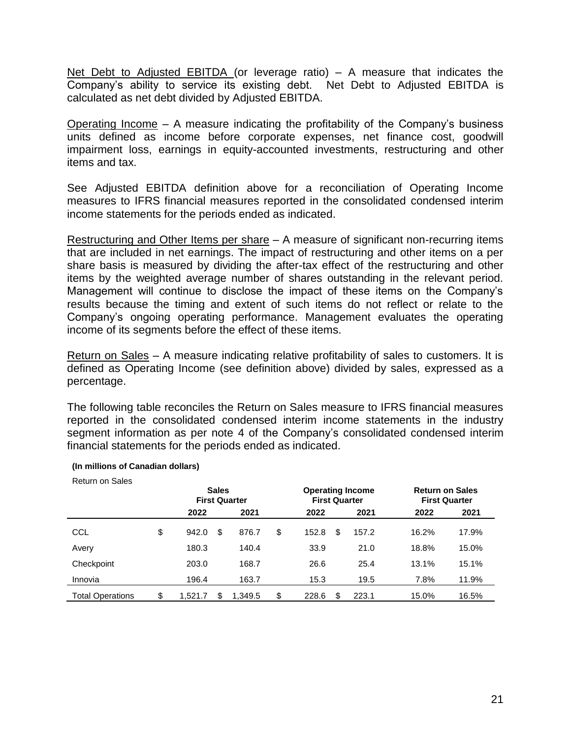Net Debt to Adjusted EBITDA (or leverage ratio) – A measure that indicates the Company's ability to service its existing debt. Net Debt to Adjusted EBITDA is calculated as net debt divided by Adjusted EBITDA.

Operating Income – A measure indicating the profitability of the Company's business units defined as income before corporate expenses, net finance cost, goodwill impairment loss, earnings in equity-accounted investments, restructuring and other items and tax.

See Adjusted EBITDA definition above for a reconciliation of Operating Income measures to IFRS financial measures reported in the consolidated condensed interim income statements for the periods ended as indicated.

Restructuring and Other Items per share – A measure of significant non-recurring items that are included in net earnings. The impact of restructuring and other items on a per share basis is measured by dividing the after-tax effect of the restructuring and other items by the weighted average number of shares outstanding in the relevant period. Management will continue to disclose the impact of these items on the Company's results because the timing and extent of such items do not reflect or relate to the Company's ongoing operating performance. Management evaluates the operating income of its segments before the effect of these items.

Return on Sales – A measure indicating relative profitability of sales to customers. It is defined as Operating Income (see definition above) divided by sales, expressed as a percentage.

The following table reconciles the Return on Sales measure to IFRS financial measures reported in the consolidated condensed interim income statements in the industry segment information as per note 4 of the Company's consolidated condensed interim financial statements for the periods ended as indicated.

**(In millions of Canadian dollars)**

Return on Sales

| | Sales First Quarter | | Operating Income First Quarter | | Return on Sales First Quarter | |
|---|---|---|---|---|---|---|
| | 2022 | 2021 | 2022 | 2021 | 2022 | 2021 |
| CCL | $ 942.0 | $ 876.7 | $ 152.8 | $ 157.2 | 16.2% | 17.9% |
| Avery | 180.3 | 140.4 | 33.9 | 21.0 | 18.8% | 15.0% |
| Checkpoint | 203.0 | 168.7 | 26.6 | 25.4 | 13.1% | 15.1% |
| Innovia | 196.4 | 163.7 | 15.3 | 19.5 | 7.8% | 11.9% |
| Total Operations | $ 1,521.7 | $ 1,349.5 | $ 228.6 | $ 223.1 | 15.0% | 16.5% |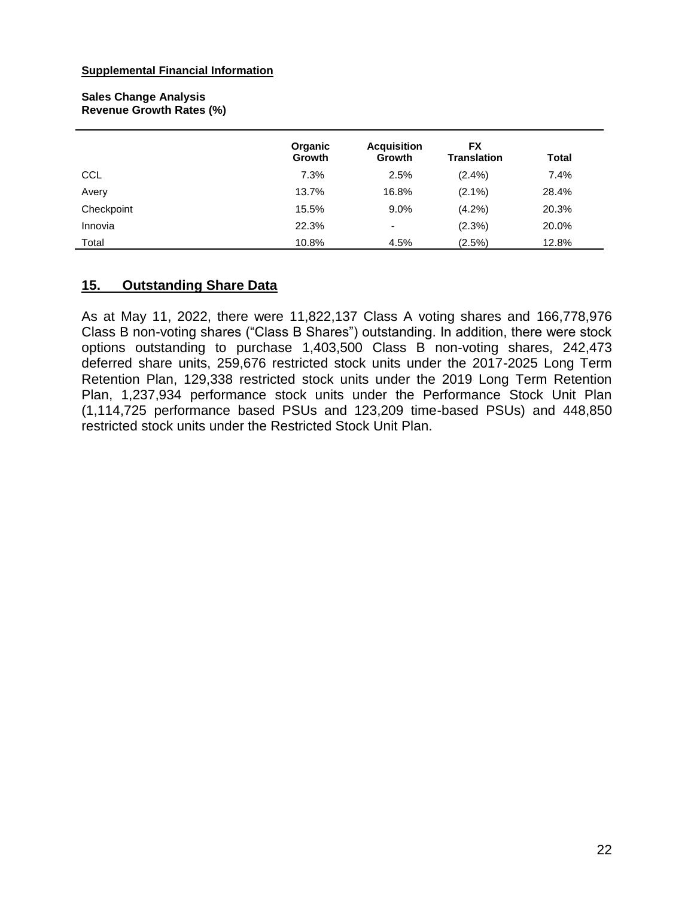**Supplemental Financial Information**

**Sales Change Analysis**
**Revenue Growth Rates (%)**

| | Organic Growth | Acquisition Growth | FX Translation | Total |
|---|---|---|---|---|
| CCL | 7.3% | 2.5% | (2.4%) | 7.4% |
| Avery | 13.7% | 16.8% | (2.1%) | 28.4% |
| Checkpoint | 15.5% | 9.0% | (4.2%) | 20.3% |
| Innovia | 22.3% | - | (2.3%) | 20.0% |
| Total | 10.8% | 4.5% | (2.5%) | 12.8% |

## 15. Outstanding Share Data

As at May 11, 2022, there were 11,822,137 Class A voting shares and 166,778,976 Class B non-voting shares ("Class B Shares") outstanding. In addition, there were stock options outstanding to purchase 1,403,500 Class B non-voting shares, 242,473 deferred share units, 259,676 restricted stock units under the 2017-2025 Long Term Retention Plan, 129,338 restricted stock units under the 2019 Long Term Retention Plan, 1,237,934 performance stock units under the Performance Stock Unit Plan (1,114,725 performance based PSUs and 123,209 time-based PSUs) and 448,850 restricted stock units under the Restricted Stock Unit Plan.